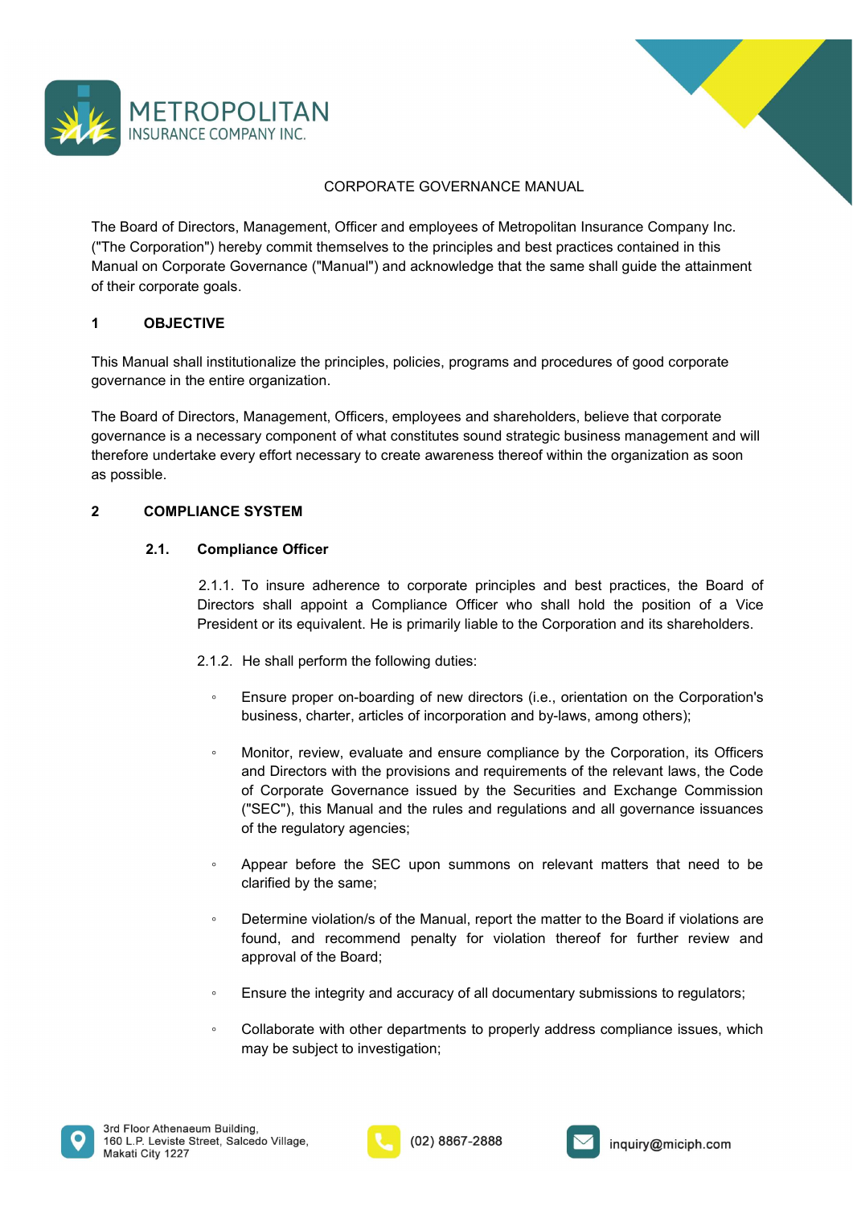METROPOLITAN
INSURANCE COMPANY INC.

# CORPORATE GOVERNANCE MANUAL

The Board of Directors, Management, Officer and employees of Metropolitan Insurance Company Inc. ("The Corporation") hereby commit themselves to the principles and best practices contained in this Manual on Corporate Governance ("Manual") and acknowledge that the same shall guide the attainment of their corporate goals.

## 1 OBJECTIVE

This Manual shall institutionalize the principles, policies, programs and procedures of good corporate governance in the entire organization.

The Board of Directors, Management, Officers, employees and shareholders, believe that corporate governance is a necessary component of what constitutes sound strategic business management and will therefore undertake every effort necessary to create awareness thereof within the organization as soon as possible.

## 2 COMPLIANCE SYSTEM

### 2.1. Compliance Officer

2.1.1. To insure adherence to corporate principles and best practices, the Board of Directors shall appoint a Compliance Officer who shall hold the position of a Vice President or its equivalent. He is primarily liable to the Corporation and its shareholders.

2.1.2. He shall perform the following duties:

- Ensure proper on-boarding of new directors (i.e., orientation on the Corporation's business, charter, articles of incorporation and by-laws, among others);
- Monitor, review, evaluate and ensure compliance by the Corporation, its Officers and Directors with the provisions and requirements of the relevant laws, the Code of Corporate Governance issued by the Securities and Exchange Commission ("SEC"), this Manual and the rules and regulations and all governance issuances of the regulatory agencies;
- Appear before the SEC upon summons on relevant matters that need to be clarified by the same;
- Determine violation/s of the Manual, report the matter to the Board if violations are found, and recommend penalty for violation thereof for further review and approval of the Board;
- Ensure the integrity and accuracy of all documentary submissions to regulators;
- Collaborate with other departments to properly address compliance issues, which may be subject to investigation;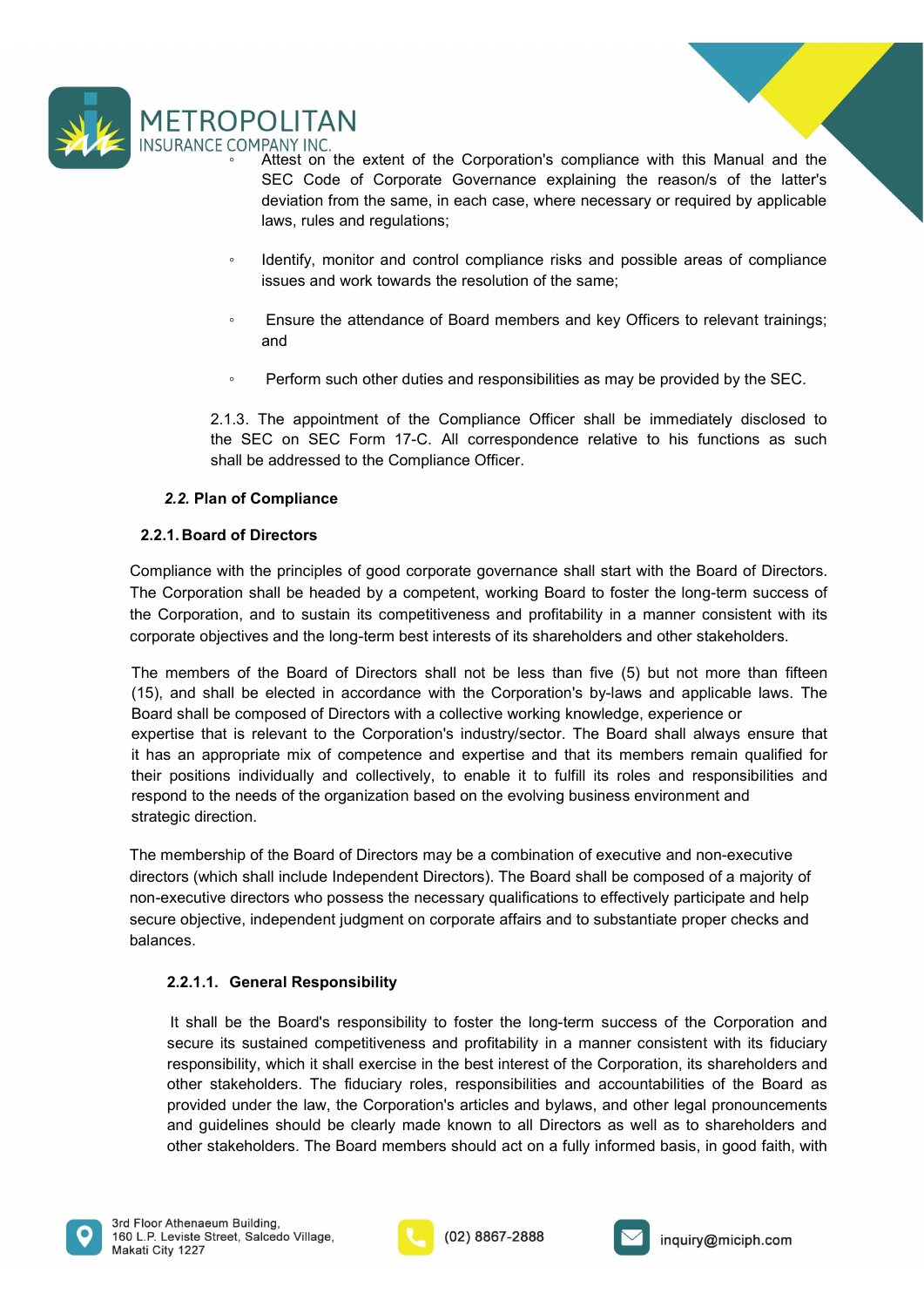- Attest on the extent of the Corporation's compliance with this Manual and the SEC Code of Corporate Governance explaining the reason/s of the latter's deviation from the same, in each case, where necessary or required by applicable laws, rules and regulations;
- Identify, monitor and control compliance risks and possible areas of compliance issues and work towards the resolution of the same;
- Ensure the attendance of Board members and key Officers to relevant trainings; and
- Perform such other duties and responsibilities as may be provided by the SEC.

2.1.3. The appointment of the Compliance Officer shall be immediately disclosed to the SEC on SEC Form 17-C. All correspondence relative to his functions as such shall be addressed to the Compliance Officer.

### *2.2.* Plan of Compliance

### 2.2.1. Board of Directors

Compliance with the principles of good corporate governance shall start with the Board of Directors. The Corporation shall be headed by a competent, working Board to foster the long-term success of the Corporation, and to sustain its competitiveness and profitability in a manner consistent with its corporate objectives and the long-term best interests of its shareholders and other stakeholders.

The members of the Board of Directors shall not be less than five (5) but not more than fifteen (15), and shall be elected in accordance with the Corporation's by-laws and applicable laws. The Board shall be composed of Directors with a collective working knowledge, experience or expertise that is relevant to the Corporation's industry/sector. The Board shall always ensure that it has an appropriate mix of competence and expertise and that its members remain qualified for their positions individually and collectively, to enable it to fulfill its roles and responsibilities and respond to the needs of the organization based on the evolving business environment and strategic direction.

The membership of the Board of Directors may be a combination of executive and non-executive directors (which shall include Independent Directors). The Board shall be composed of a majority of non-executive directors who possess the necessary qualifications to effectively participate and help secure objective, independent judgment on corporate affairs and to substantiate proper checks and balances.

#### 2.2.1.1. General Responsibility

It shall be the Board's responsibility to foster the long-term success of the Corporation and secure its sustained competitiveness and profitability in a manner consistent with its fiduciary responsibility, which it shall exercise in the best interest of the Corporation, its shareholders and other stakeholders. The fiduciary roles, responsibilities and accountabilities of the Board as provided under the law, the Corporation's articles and bylaws, and other legal pronouncements and guidelines should be clearly made known to all Directors as well as to shareholders and other stakeholders. The Board members should act on a fully informed basis, in good faith, with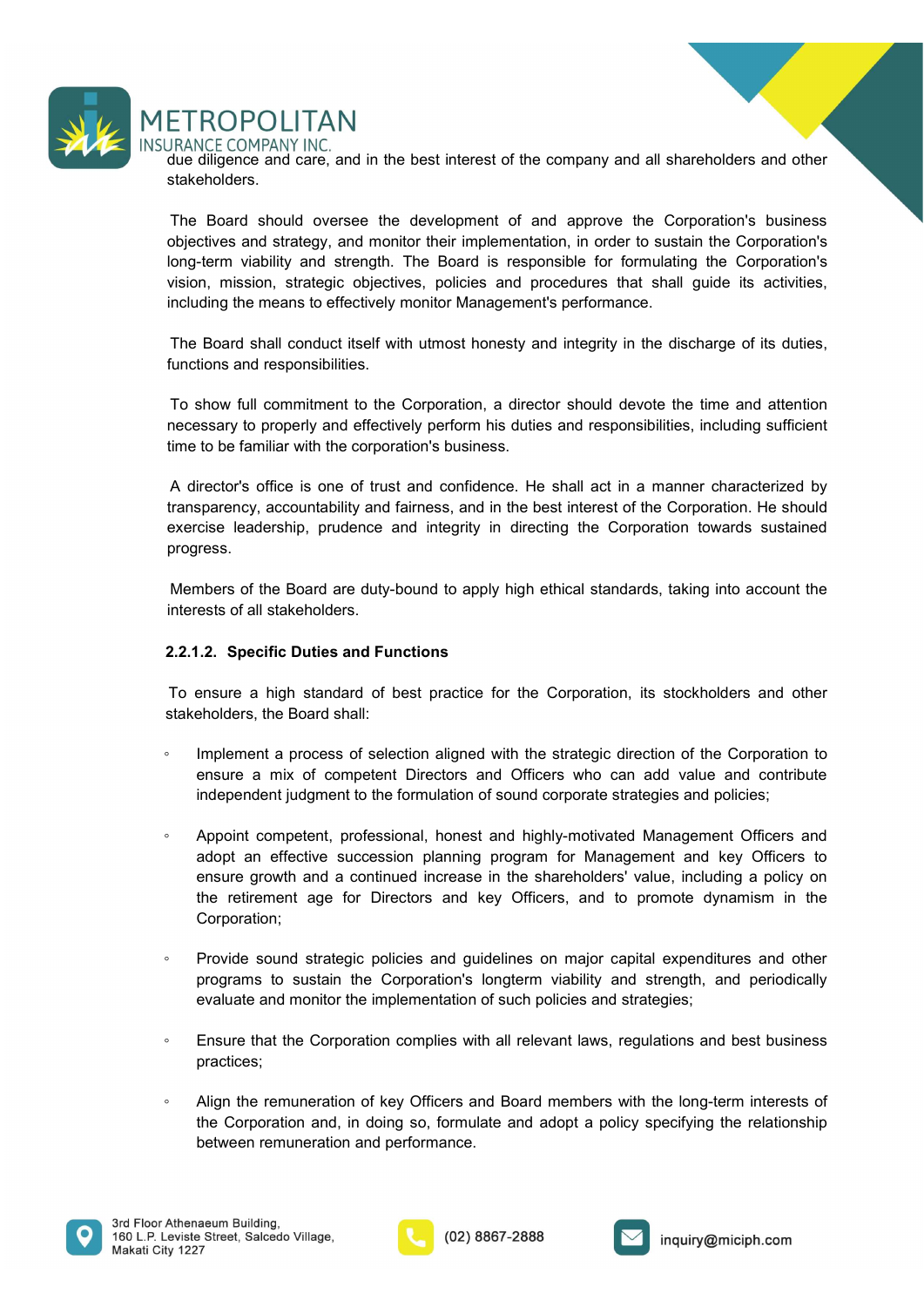due diligence and care, and in the best interest of the company and all shareholders and other stakeholders.

The Board should oversee the development of and approve the Corporation's business objectives and strategy, and monitor their implementation, in order to sustain the Corporation's long-term viability and strength. The Board is responsible for formulating the Corporation's vision, mission, strategic objectives, policies and procedures that shall guide its activities, including the means to effectively monitor Management's performance.

The Board shall conduct itself with utmost honesty and integrity in the discharge of its duties, functions and responsibilities.

To show full commitment to the Corporation, a director should devote the time and attention necessary to properly and effectively perform his duties and responsibilities, including sufficient time to be familiar with the corporation's business.

A director's office is one of trust and confidence. He shall act in a manner characterized by transparency, accountability and fairness, and in the best interest of the Corporation. He should exercise leadership, prudence and integrity in directing the Corporation towards sustained progress.

Members of the Board are duty-bound to apply high ethical standards, taking into account the interests of all stakeholders.

**2.2.1.2. Specific Duties and Functions**

To ensure a high standard of best practice for the Corporation, its stockholders and other stakeholders, the Board shall:

- Implement a process of selection aligned with the strategic direction of the Corporation to ensure a mix of competent Directors and Officers who can add value and contribute independent judgment to the formulation of sound corporate strategies and policies;

- Appoint competent, professional, honest and highly-motivated Management Officers and adopt an effective succession planning program for Management and key Officers to ensure growth and a continued increase in the shareholders' value, including a policy on the retirement age for Directors and key Officers, and to promote dynamism in the Corporation;

- Provide sound strategic policies and guidelines on major capital expenditures and other programs to sustain the Corporation's longterm viability and strength, and periodically evaluate and monitor the implementation of such policies and strategies;

- Ensure that the Corporation complies with all relevant laws, regulations and best business practices;

- Align the remuneration of key Officers and Board members with the long-term interests of the Corporation and, in doing so, formulate and adopt a policy specifying the relationship between remuneration and performance.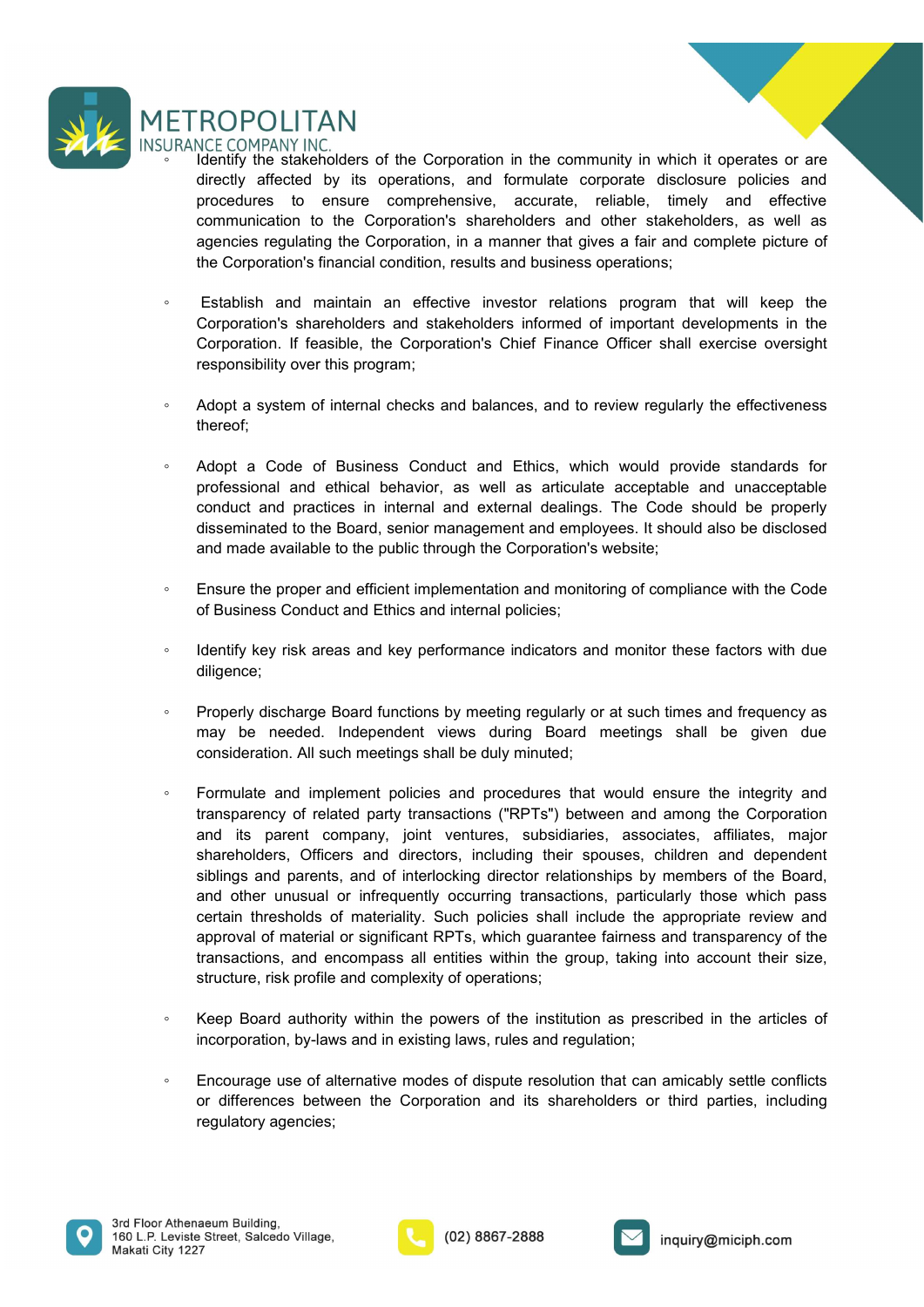- Identify the stakeholders of the Corporation in the community in which it operates or are directly affected by its operations, and formulate corporate disclosure policies and procedures to ensure comprehensive, accurate, reliable, timely and effective communication to the Corporation's shareholders and other stakeholders, as well as agencies regulating the Corporation, in a manner that gives a fair and complete picture of the Corporation's financial condition, results and business operations;

- Establish and maintain an effective investor relations program that will keep the Corporation's shareholders and stakeholders informed of important developments in the Corporation. If feasible, the Corporation's Chief Finance Officer shall exercise oversight responsibility over this program;

- Adopt a system of internal checks and balances, and to review regularly the effectiveness thereof;

- Adopt a Code of Business Conduct and Ethics, which would provide standards for professional and ethical behavior, as well as articulate acceptable and unacceptable conduct and practices in internal and external dealings. The Code should be properly disseminated to the Board, senior management and employees. It should also be disclosed and made available to the public through the Corporation's website;

- Ensure the proper and efficient implementation and monitoring of compliance with the Code of Business Conduct and Ethics and internal policies;

- Identify key risk areas and key performance indicators and monitor these factors with due diligence;

- Properly discharge Board functions by meeting regularly or at such times and frequency as may be needed. Independent views during Board meetings shall be given due consideration. All such meetings shall be duly minuted;

- Formulate and implement policies and procedures that would ensure the integrity and transparency of related party transactions ("RPTs") between and among the Corporation and its parent company, joint ventures, subsidiaries, associates, affiliates, major shareholders, Officers and directors, including their spouses, children and dependent siblings and parents, and of interlocking director relationships by members of the Board, and other unusual or infrequently occurring transactions, particularly those which pass certain thresholds of materiality. Such policies shall include the appropriate review and approval of material or significant RPTs, which guarantee fairness and transparency of the transactions, and encompass all entities within the group, taking into account their size, structure, risk profile and complexity of operations;

- Keep Board authority within the powers of the institution as prescribed in the articles of incorporation, by-laws and in existing laws, rules and regulation;

- Encourage use of alternative modes of dispute resolution that can amicably settle conflicts or differences between the Corporation and its shareholders or third parties, including regulatory agencies;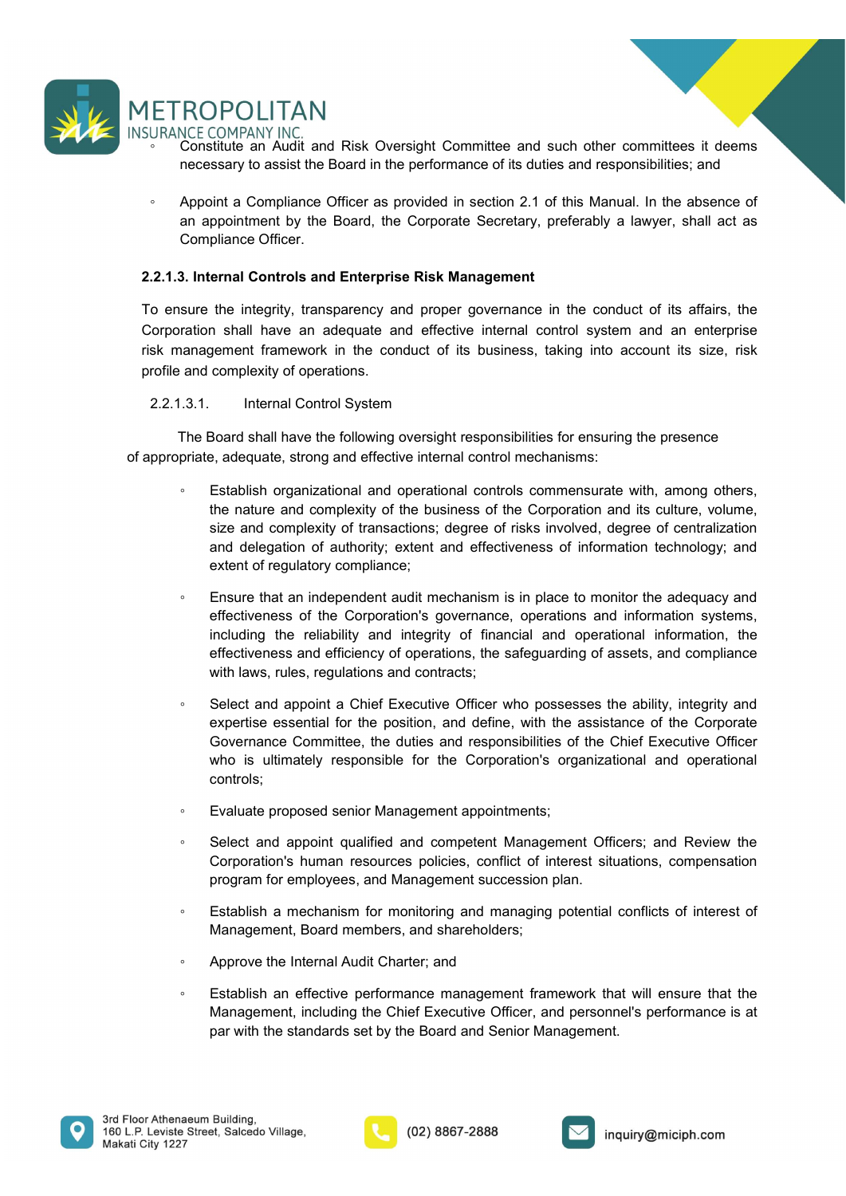- Constitute an Audit and Risk Oversight Committee and such other committees it deems necessary to assist the Board in the performance of its duties and responsibilities; and

- Appoint a Compliance Officer as provided in section 2.1 of this Manual. In the absence of an appointment by the Board, the Corporate Secretary, preferably a lawyer, shall act as Compliance Officer.

#### 2.2.1.3. Internal Controls and Enterprise Risk Management

To ensure the integrity, transparency and proper governance in the conduct of its affairs, the Corporation shall have an adequate and effective internal control system and an enterprise risk management framework in the conduct of its business, taking into account its size, risk profile and complexity of operations.

2.2.1.3.1. Internal Control System

The Board shall have the following oversight responsibilities for ensuring the presence of appropriate, adequate, strong and effective internal control mechanisms:

- Establish organizational and operational controls commensurate with, among others, the nature and complexity of the business of the Corporation and its culture, volume, size and complexity of transactions; degree of risks involved, degree of centralization and delegation of authority; extent and effectiveness of information technology; and extent of regulatory compliance;

- Ensure that an independent audit mechanism is in place to monitor the adequacy and effectiveness of the Corporation's governance, operations and information systems, including the reliability and integrity of financial and operational information, the effectiveness and efficiency of operations, the safeguarding of assets, and compliance with laws, rules, regulations and contracts;

- Select and appoint a Chief Executive Officer who possesses the ability, integrity and expertise essential for the position, and define, with the assistance of the Corporate Governance Committee, the duties and responsibilities of the Chief Executive Officer who is ultimately responsible for the Corporation's organizational and operational controls;

- Evaluate proposed senior Management appointments;

- Select and appoint qualified and competent Management Officers; and Review the Corporation's human resources policies, conflict of interest situations, compensation program for employees, and Management succession plan.

- Establish a mechanism for monitoring and managing potential conflicts of interest of Management, Board members, and shareholders;

- Approve the Internal Audit Charter; and

- Establish an effective performance management framework that will ensure that the Management, including the Chief Executive Officer, and personnel's performance is at par with the standards set by the Board and Senior Management.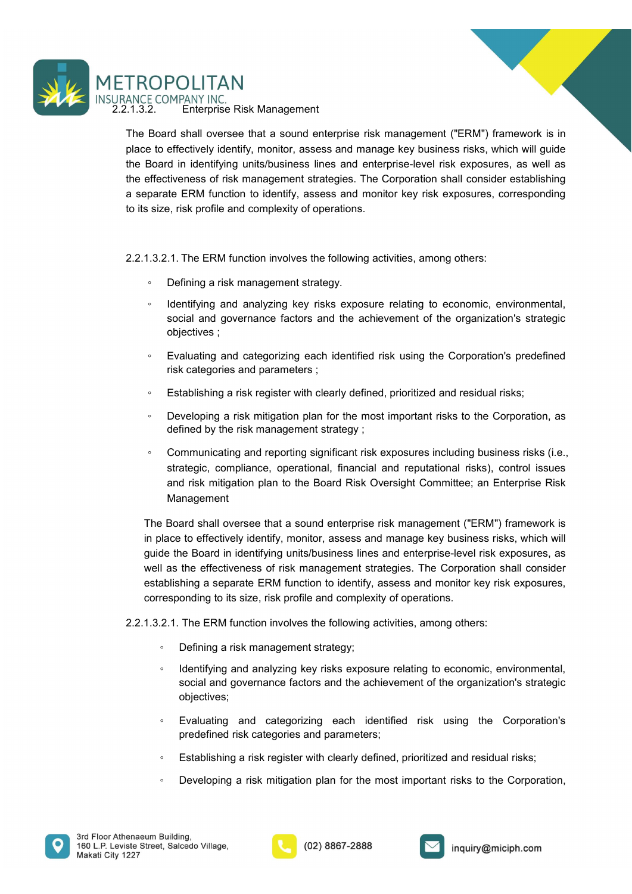2.2.1.3.2. Enterprise Risk Management

The Board shall oversee that a sound enterprise risk management ("ERM") framework is in place to effectively identify, monitor, assess and manage key business risks, which will guide the Board in identifying units/business lines and enterprise-level risk exposures, as well as the effectiveness of risk management strategies. The Corporation shall consider establishing a separate ERM function to identify, assess and monitor key risk exposures, corresponding to its size, risk profile and complexity of operations.

2.2.1.3.2.1. The ERM function involves the following activities, among others:

- Defining a risk management strategy.
- Identifying and analyzing key risks exposure relating to economic, environmental, social and governance factors and the achievement of the organization's strategic objectives ;
- Evaluating and categorizing each identified risk using the Corporation's predefined risk categories and parameters ;
- Establishing a risk register with clearly defined, prioritized and residual risks;
- Developing a risk mitigation plan for the most important risks to the Corporation, as defined by the risk management strategy ;
- Communicating and reporting significant risk exposures including business risks (i.e., strategic, compliance, operational, financial and reputational risks), control issues and risk mitigation plan to the Board Risk Oversight Committee; an Enterprise Risk Management

The Board shall oversee that a sound enterprise risk management ("ERM") framework is in place to effectively identify, monitor, assess and manage key business risks, which will guide the Board in identifying units/business lines and enterprise-level risk exposures, as well as the effectiveness of risk management strategies. The Corporation shall consider establishing a separate ERM function to identify, assess and monitor key risk exposures, corresponding to its size, risk profile and complexity of operations.

2.2.1.3.2.1. The ERM function involves the following activities, among others:

- Defining a risk management strategy;
- Identifying and analyzing key risks exposure relating to economic, environmental, social and governance factors and the achievement of the organization's strategic objectives;
- Evaluating and categorizing each identified risk using the Corporation's predefined risk categories and parameters;
- Establishing a risk register with clearly defined, prioritized and residual risks;
- Developing a risk mitigation plan for the most important risks to the Corporation,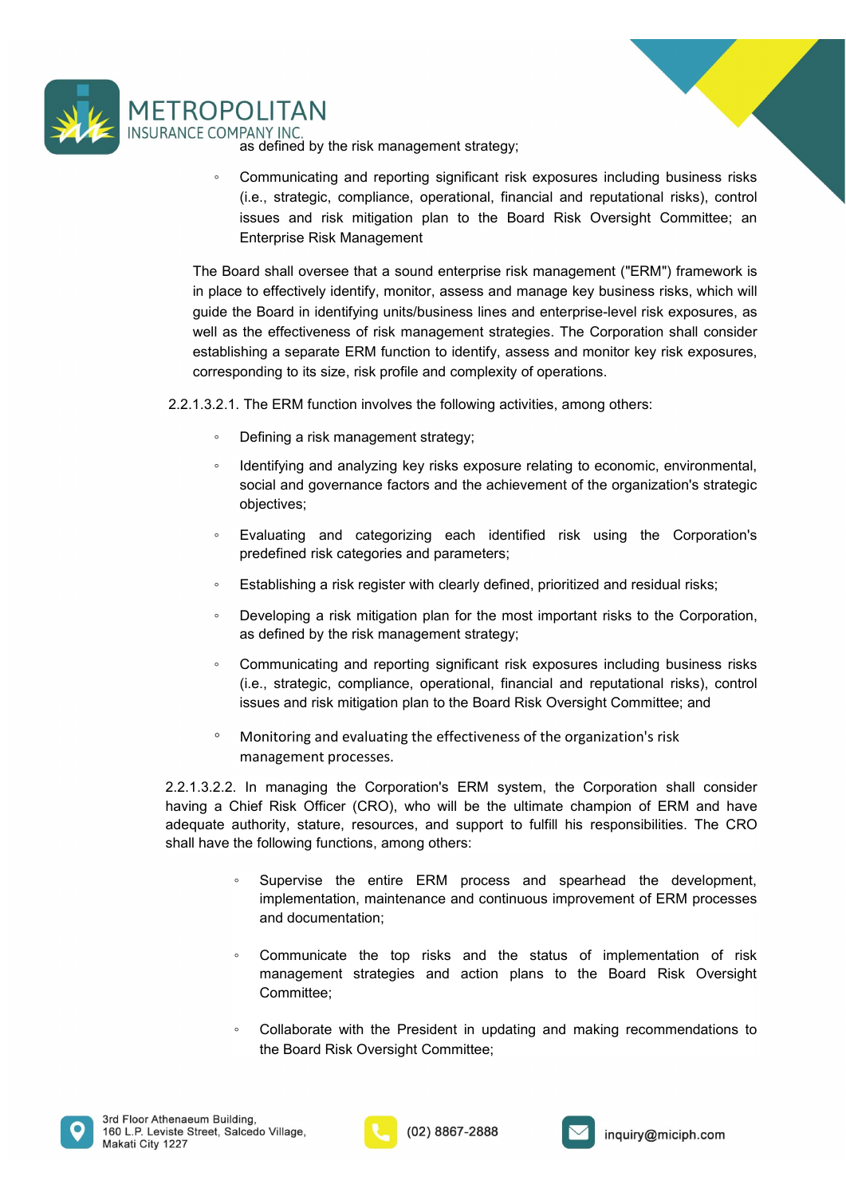as defined by the risk management strategy;

- Communicating and reporting significant risk exposures including business risks (i.e., strategic, compliance, operational, financial and reputational risks), control issues and risk mitigation plan to the Board Risk Oversight Committee; an Enterprise Risk Management

The Board shall oversee that a sound enterprise risk management ("ERM") framework is in place to effectively identify, monitor, assess and manage key business risks, which will guide the Board in identifying units/business lines and enterprise-level risk exposures, as well as the effectiveness of risk management strategies. The Corporation shall consider establishing a separate ERM function to identify, assess and monitor key risk exposures, corresponding to its size, risk profile and complexity of operations.

2.2.1.3.2.1. The ERM function involves the following activities, among others:

- Defining a risk management strategy;
- Identifying and analyzing key risks exposure relating to economic, environmental, social and governance factors and the achievement of the organization's strategic objectives;
- Evaluating and categorizing each identified risk using the Corporation's predefined risk categories and parameters;
- Establishing a risk register with clearly defined, prioritized and residual risks;
- Developing a risk mitigation plan for the most important risks to the Corporation, as defined by the risk management strategy;
- Communicating and reporting significant risk exposures including business risks (i.e., strategic, compliance, operational, financial and reputational risks), control issues and risk mitigation plan to the Board Risk Oversight Committee; and
- Monitoring and evaluating the effectiveness of the organization's risk management processes.

2.2.1.3.2.2. In managing the Corporation's ERM system, the Corporation shall consider having a Chief Risk Officer (CRO), who will be the ultimate champion of ERM and have adequate authority, stature, resources, and support to fulfill his responsibilities. The CRO shall have the following functions, among others:

- Supervise the entire ERM process and spearhead the development, implementation, maintenance and continuous improvement of ERM processes and documentation;
- Communicate the top risks and the status of implementation of risk management strategies and action plans to the Board Risk Oversight Committee;
- Collaborate with the President in updating and making recommendations to the Board Risk Oversight Committee;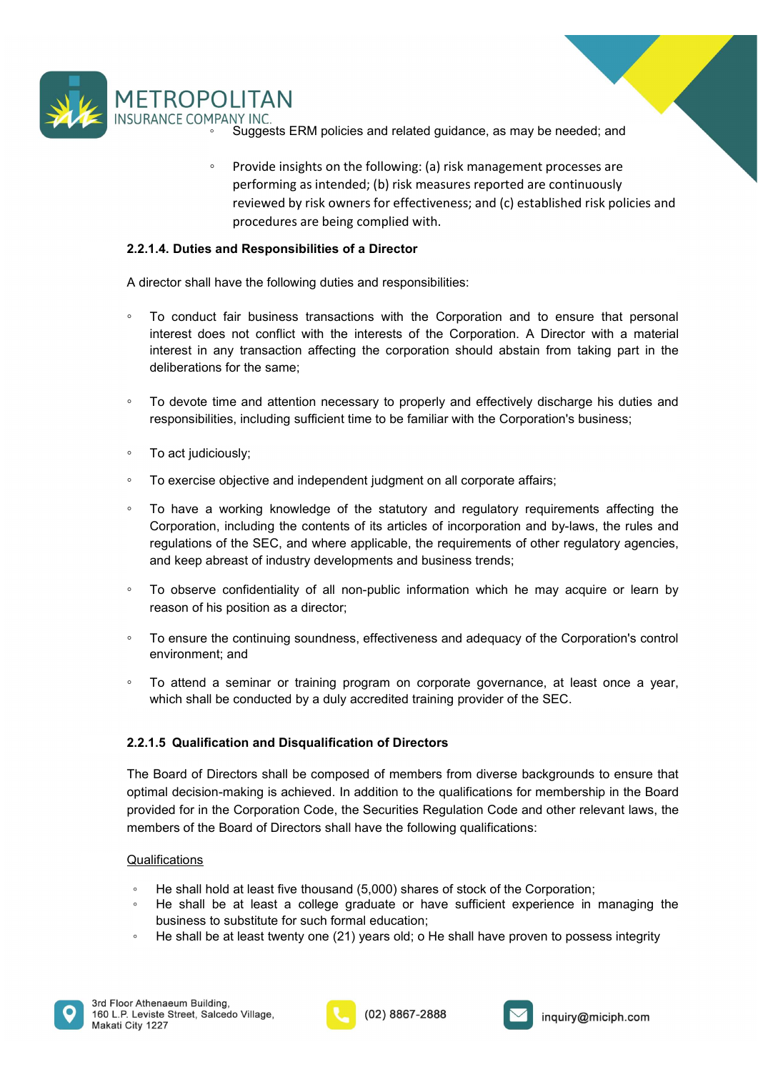- Suggests ERM policies and related guidance, as may be needed; and
- Provide insights on the following: (a) risk management processes are performing as intended; (b) risk measures reported are continuously reviewed by risk owners for effectiveness; and (c) established risk policies and procedures are being complied with.

**2.2.1.4. Duties and Responsibilities of a Director**

A director shall have the following duties and responsibilities:

- To conduct fair business transactions with the Corporation and to ensure that personal interest does not conflict with the interests of the Corporation. A Director with a material interest in any transaction affecting the corporation should abstain from taking part in the deliberations for the same;
- To devote time and attention necessary to properly and effectively discharge his duties and responsibilities, including sufficient time to be familiar with the Corporation's business;
- To act judiciously;
- To exercise objective and independent judgment on all corporate affairs;
- To have a working knowledge of the statutory and regulatory requirements affecting the Corporation, including the contents of its articles of incorporation and by-laws, the rules and regulations of the SEC, and where applicable, the requirements of other regulatory agencies, and keep abreast of industry developments and business trends;
- To observe confidentiality of all non-public information which he may acquire or learn by reason of his position as a director;
- To ensure the continuing soundness, effectiveness and adequacy of the Corporation's control environment; and
- To attend a seminar or training program on corporate governance, at least once a year, which shall be conducted by a duly accredited training provider of the SEC.

**2.2.1.5 Qualification and Disqualification of Directors**

The Board of Directors shall be composed of members from diverse backgrounds to ensure that optimal decision-making is achieved. In addition to the qualifications for membership in the Board provided for in the Corporation Code, the Securities Regulation Code and other relevant laws, the members of the Board of Directors shall have the following qualifications:

<u>Qualifications</u>

- He shall hold at least five thousand (5,000) shares of stock of the Corporation;
- He shall be at least a college graduate or have sufficient experience in managing the business to substitute for such formal education;
- He shall be at least twenty one (21) years old; o He shall have proven to possess integrity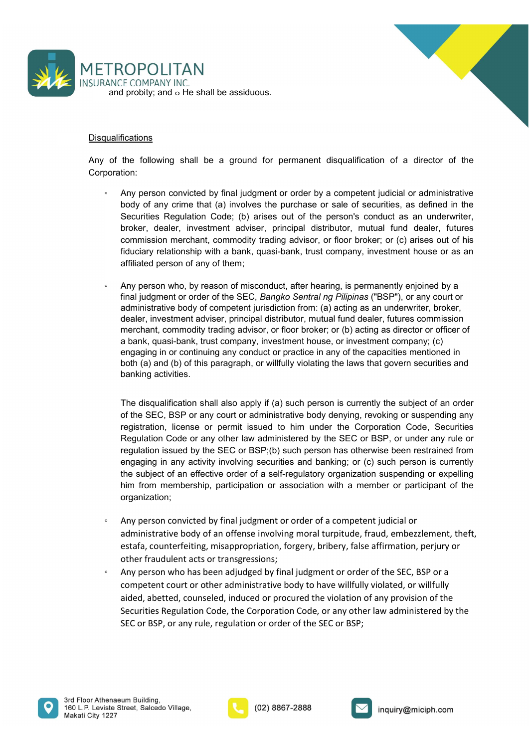and probity; and ○ He shall be assiduous.

Disqualifications

Any of the following shall be a ground for permanent disqualification of a director of the Corporation:

- Any person convicted by final judgment or order by a competent judicial or administrative body of any crime that (a) involves the purchase or sale of securities, as defined in the Securities Regulation Code; (b) arises out of the person's conduct as an underwriter, broker, dealer, investment adviser, principal distributor, mutual fund dealer, futures commission merchant, commodity trading advisor, or floor broker; or (c) arises out of his fiduciary relationship with a bank, quasi-bank, trust company, investment house or as an affiliated person of any of them;

- Any person who, by reason of misconduct, after hearing, is permanently enjoined by a final judgment or order of the SEC, *Bangko Sentral ng Pilipinas* ("BSP"), or any court or administrative body of competent jurisdiction from: (a) acting as an underwriter, broker, dealer, investment adviser, principal distributor, mutual fund dealer, futures commission merchant, commodity trading advisor, or floor broker; or (b) acting as director or officer of a bank, quasi-bank, trust company, investment house, or investment company; (c) engaging in or continuing any conduct or practice in any of the capacities mentioned in both (a) and (b) of this paragraph, or willfully violating the laws that govern securities and banking activities.

  The disqualification shall also apply if (a) such person is currently the subject of an order of the SEC, BSP or any court or administrative body denying, revoking or suspending any registration, license or permit issued to him under the Corporation Code, Securities Regulation Code or any other law administered by the SEC or BSP, or under any rule or regulation issued by the SEC or BSP;(b) such person has otherwise been restrained from engaging in any activity involving securities and banking; or (c) such person is currently the subject of an effective order of a self-regulatory organization suspending or expelling him from membership, participation or association with a member or participant of the organization;

- Any person convicted by final judgment or order of a competent judicial or administrative body of an offense involving moral turpitude, fraud, embezzlement, theft, estafa, counterfeiting, misappropriation, forgery, bribery, false affirmation, perjury or other fraudulent acts or transgressions;
- Any person who has been adjudged by final judgment or order of the SEC, BSP or a competent court or other administrative body to have willfully violated, or willfully aided, abetted, counseled, induced or procured the violation of any provision of the Securities Regulation Code, the Corporation Code, or any other law administered by the SEC or BSP, or any rule, regulation or order of the SEC or BSP;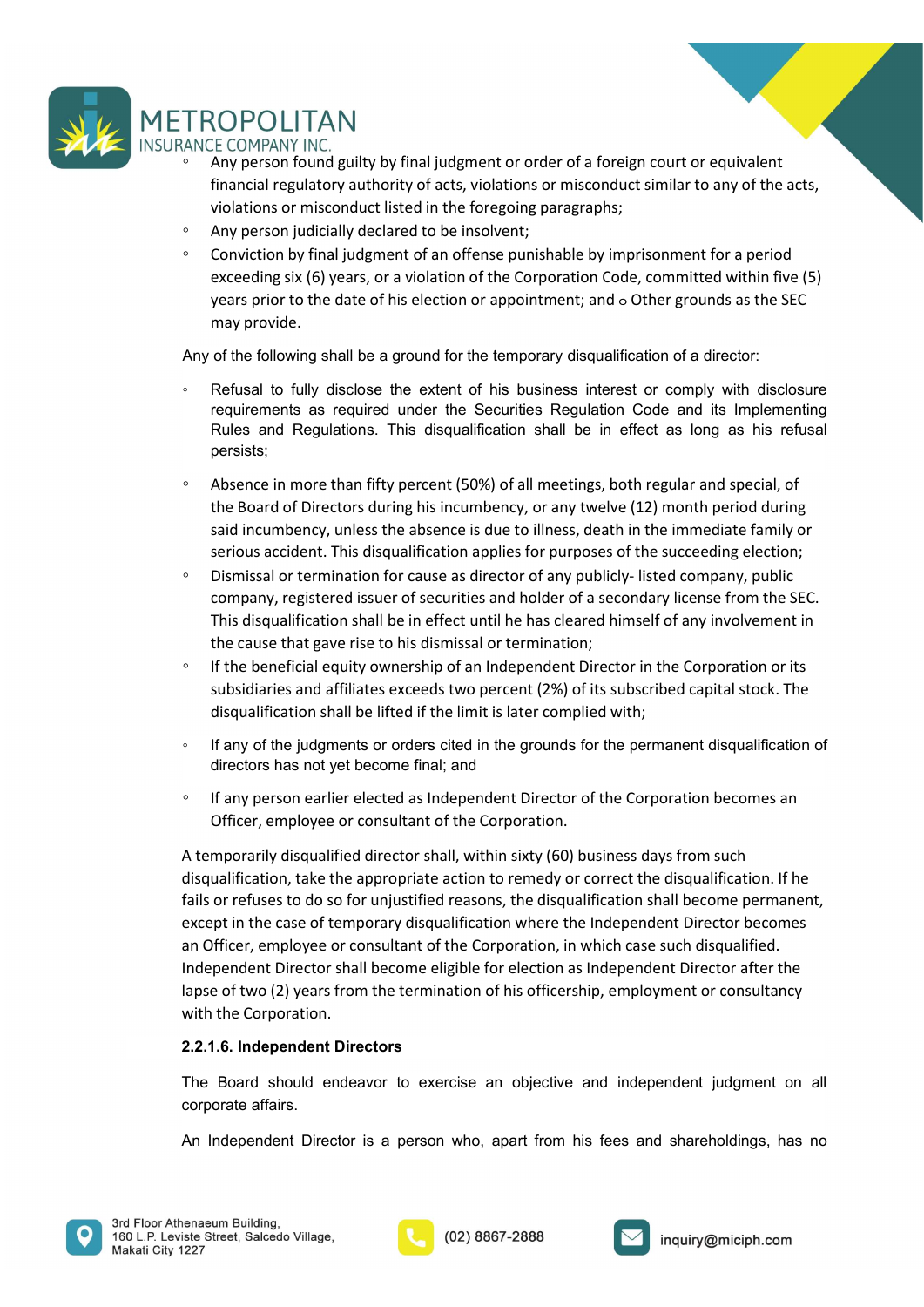- Any person found guilty by final judgment or order of a foreign court or equivalent financial regulatory authority of acts, violations or misconduct similar to any of the acts, violations or misconduct listed in the foregoing paragraphs;
- Any person judicially declared to be insolvent;
- Conviction by final judgment of an offense punishable by imprisonment for a period exceeding six (6) years, or a violation of the Corporation Code, committed within five (5) years prior to the date of his election or appointment; and o Other grounds as the SEC may provide.

Any of the following shall be a ground for the temporary disqualification of a director:

- Refusal to fully disclose the extent of his business interest or comply with disclosure requirements as required under the Securities Regulation Code and its Implementing Rules and Regulations. This disqualification shall be in effect as long as his refusal persists;
- Absence in more than fifty percent (50%) of all meetings, both regular and special, of the Board of Directors during his incumbency, or any twelve (12) month period during said incumbency, unless the absence is due to illness, death in the immediate family or serious accident. This disqualification applies for purposes of the succeeding election;
- Dismissal or termination for cause as director of any publicly- listed company, public company, registered issuer of securities and holder of a secondary license from the SEC. This disqualification shall be in effect until he has cleared himself of any involvement in the cause that gave rise to his dismissal or termination;
- If the beneficial equity ownership of an Independent Director in the Corporation or its subsidiaries and affiliates exceeds two percent (2%) of its subscribed capital stock. The disqualification shall be lifted if the limit is later complied with;
- If any of the judgments or orders cited in the grounds for the permanent disqualification of directors has not yet become final; and
- If any person earlier elected as Independent Director of the Corporation becomes an Officer, employee or consultant of the Corporation.

A temporarily disqualified director shall, within sixty (60) business days from such disqualification, take the appropriate action to remedy or correct the disqualification. If he fails or refuses to do so for unjustified reasons, the disqualification shall become permanent, except in the case of temporary disqualification where the Independent Director becomes an Officer, employee or consultant of the Corporation, in which case such disqualified. Independent Director shall become eligible for election as Independent Director after the lapse of two (2) years from the termination of his officership, employment or consultancy with the Corporation.

**2.2.1.6. Independent Directors**

The Board should endeavor to exercise an objective and independent judgment on all corporate affairs.

An Independent Director is a person who, apart from his fees and shareholdings, has no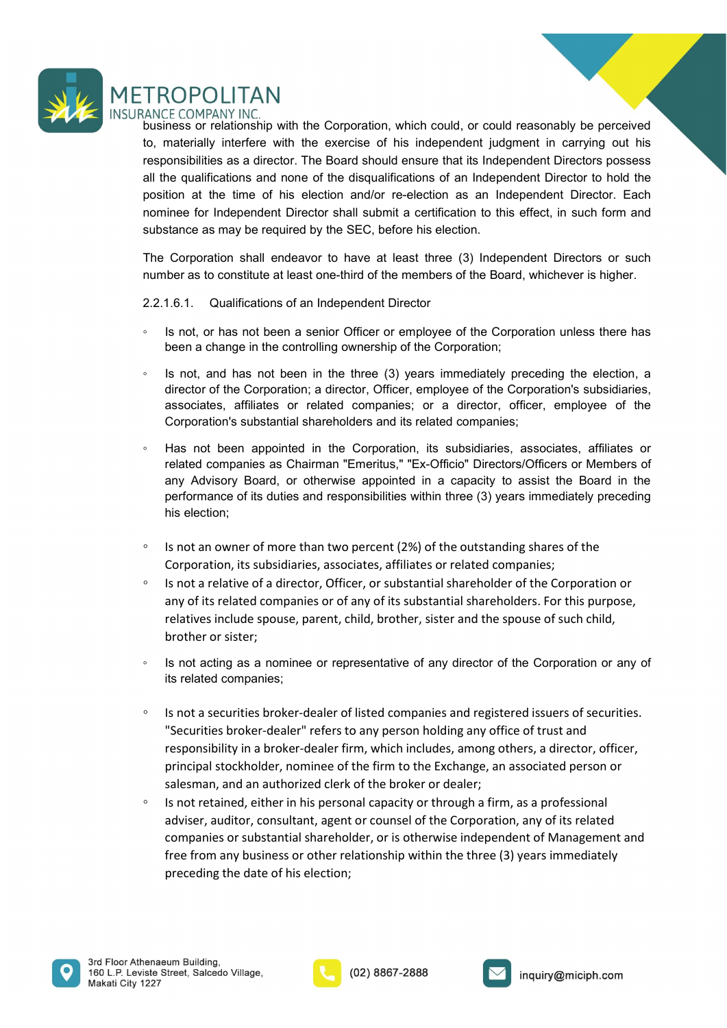business or relationship with the Corporation, which could, or could reasonably be perceived to, materially interfere with the exercise of his independent judgment in carrying out his responsibilities as a director. The Board should ensure that its Independent Directors possess all the qualifications and none of the disqualifications of an Independent Director to hold the position at the time of his election and/or re-election as an Independent Director. Each nominee for Independent Director shall submit a certification to this effect, in such form and substance as may be required by the SEC, before his election.

The Corporation shall endeavor to have at least three (3) Independent Directors or such number as to constitute at least one-third of the members of the Board, whichever is higher.

2.2.1.6.1. Qualifications of an Independent Director

- Is not, or has not been a senior Officer or employee of the Corporation unless there has been a change in the controlling ownership of the Corporation;
- Is not, and has not been in the three (3) years immediately preceding the election, a director of the Corporation; a director, Officer, employee of the Corporation's subsidiaries, associates, affiliates or related companies; or a director, officer, employee of the Corporation's substantial shareholders and its related companies;
- Has not been appointed in the Corporation, its subsidiaries, associates, affiliates or related companies as Chairman "Emeritus," "Ex-Officio" Directors/Officers or Members of any Advisory Board, or otherwise appointed in a capacity to assist the Board in the performance of its duties and responsibilities within three (3) years immediately preceding his election;
- Is not an owner of more than two percent (2%) of the outstanding shares of the Corporation, its subsidiaries, associates, affiliates or related companies;
- Is not a relative of a director, Officer, or substantial shareholder of the Corporation or any of its related companies or of any of its substantial shareholders. For this purpose, relatives include spouse, parent, child, brother, sister and the spouse of such child, brother or sister;
- Is not acting as a nominee or representative of any director of the Corporation or any of its related companies;
- Is not a securities broker-dealer of listed companies and registered issuers of securities. "Securities broker-dealer" refers to any person holding any office of trust and responsibility in a broker-dealer firm, which includes, among others, a director, officer, principal stockholder, nominee of the firm to the Exchange, an associated person or salesman, and an authorized clerk of the broker or dealer;
- Is not retained, either in his personal capacity or through a firm, as a professional adviser, auditor, consultant, agent or counsel of the Corporation, any of its related companies or substantial shareholder, or is otherwise independent of Management and free from any business or other relationship within the three (3) years immediately preceding the date of his election;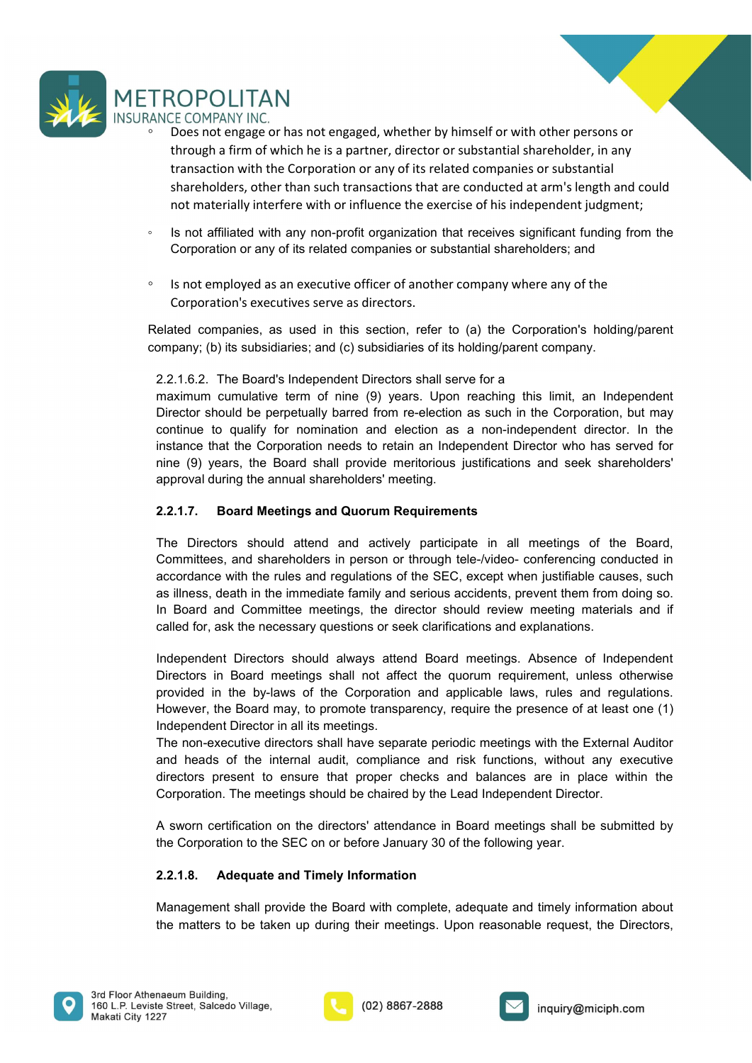- Does not engage or has not engaged, whether by himself or with other persons or through a firm of which he is a partner, director or substantial shareholder, in any transaction with the Corporation or any of its related companies or substantial shareholders, other than such transactions that are conducted at arm's length and could not materially interfere with or influence the exercise of his independent judgment;
- Is not affiliated with any non-profit organization that receives significant funding from the Corporation or any of its related companies or substantial shareholders; and
- Is not employed as an executive officer of another company where any of the Corporation's executives serve as directors.

Related companies, as used in this section, refer to (a) the Corporation's holding/parent company; (b) its subsidiaries; and (c) subsidiaries of its holding/parent company.

2.2.1.6.2. The Board's Independent Directors shall serve for a maximum cumulative term of nine (9) years. Upon reaching this limit, an Independent Director should be perpetually barred from re-election as such in the Corporation, but may continue to qualify for nomination and election as a non-independent director. In the instance that the Corporation needs to retain an Independent Director who has served for nine (9) years, the Board shall provide meritorious justifications and seek shareholders' approval during the annual shareholders' meeting.

**2.2.1.7. Board Meetings and Quorum Requirements**

The Directors should attend and actively participate in all meetings of the Board, Committees, and shareholders in person or through tele-/video- conferencing conducted in accordance with the rules and regulations of the SEC, except when justifiable causes, such as illness, death in the immediate family and serious accidents, prevent them from doing so. In Board and Committee meetings, the director should review meeting materials and if called for, ask the necessary questions or seek clarifications and explanations.

Independent Directors should always attend Board meetings. Absence of Independent Directors in Board meetings shall not affect the quorum requirement, unless otherwise provided in the by-laws of the Corporation and applicable laws, rules and regulations. However, the Board may, to promote transparency, require the presence of at least one (1) Independent Director in all its meetings.

The non-executive directors shall have separate periodic meetings with the External Auditor and heads of the internal audit, compliance and risk functions, without any executive directors present to ensure that proper checks and balances are in place within the Corporation. The meetings should be chaired by the Lead Independent Director.

A sworn certification on the directors' attendance in Board meetings shall be submitted by the Corporation to the SEC on or before January 30 of the following year.

**2.2.1.8. Adequate and Timely Information**

Management shall provide the Board with complete, adequate and timely information about the matters to be taken up during their meetings. Upon reasonable request, the Directors,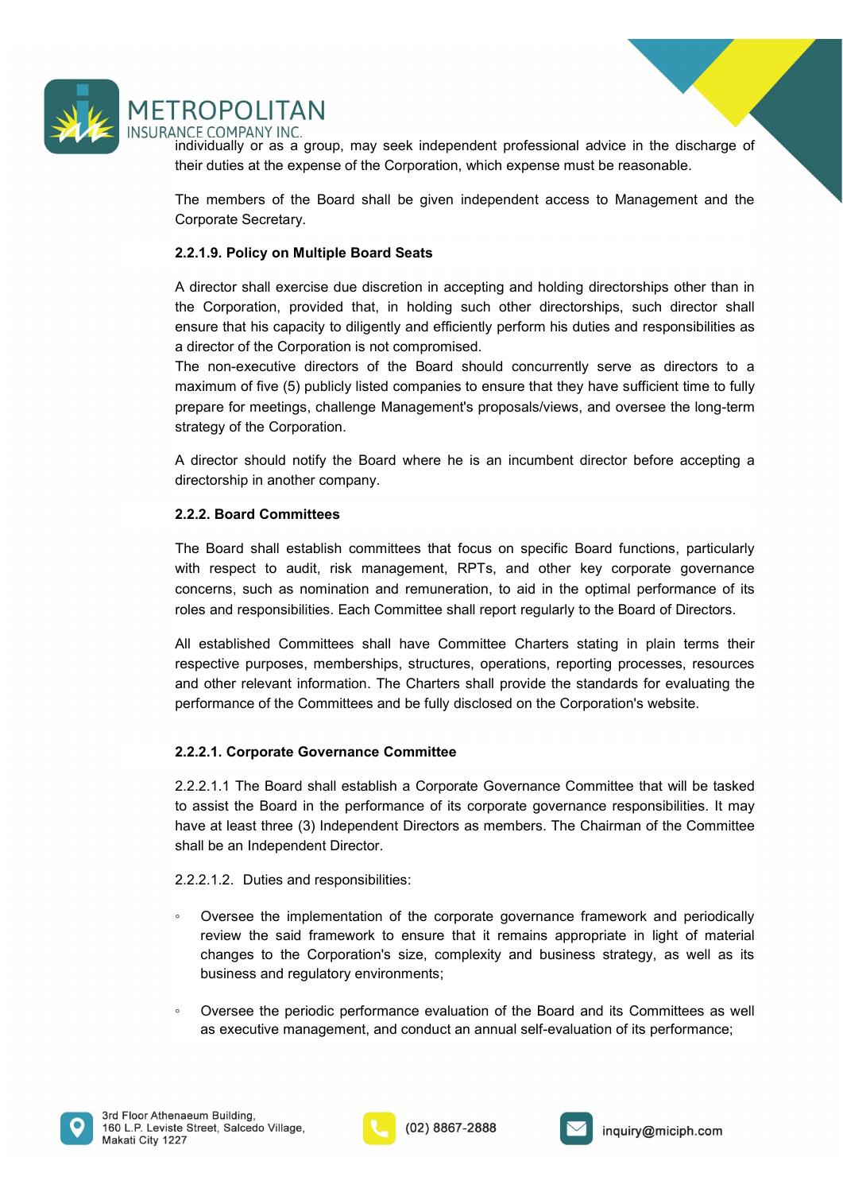individually or as a group, may seek independent professional advice in the discharge of their duties at the expense of the Corporation, which expense must be reasonable.

The members of the Board shall be given independent access to Management and the Corporate Secretary.

**2.2.1.9. Policy on Multiple Board Seats**

A director shall exercise due discretion in accepting and holding directorships other than in the Corporation, provided that, in holding such other directorships, such director shall ensure that his capacity to diligently and efficiently perform his duties and responsibilities as a director of the Corporation is not compromised.

The non-executive directors of the Board should concurrently serve as directors to a maximum of five (5) publicly listed companies to ensure that they have sufficient time to fully prepare for meetings, challenge Management's proposals/views, and oversee the long-term strategy of the Corporation.

A director should notify the Board where he is an incumbent director before accepting a directorship in another company.

**2.2.2. Board Committees**

The Board shall establish committees that focus on specific Board functions, particularly with respect to audit, risk management, RPTs, and other key corporate governance concerns, such as nomination and remuneration, to aid in the optimal performance of its roles and responsibilities. Each Committee shall report regularly to the Board of Directors.

All established Committees shall have Committee Charters stating in plain terms their respective purposes, memberships, structures, operations, reporting processes, resources and other relevant information. The Charters shall provide the standards for evaluating the performance of the Committees and be fully disclosed on the Corporation's website.

**2.2.2.1. Corporate Governance Committee**

2.2.2.1.1 The Board shall establish a Corporate Governance Committee that will be tasked to assist the Board in the performance of its corporate governance responsibilities. It may have at least three (3) Independent Directors as members. The Chairman of the Committee shall be an Independent Director.

2.2.2.1.2. Duties and responsibilities:

- Oversee the implementation of the corporate governance framework and periodically review the said framework to ensure that it remains appropriate in light of material changes to the Corporation's size, complexity and business strategy, as well as its business and regulatory environments;
- Oversee the periodic performance evaluation of the Board and its Committees as well as executive management, and conduct an annual self-evaluation of its performance;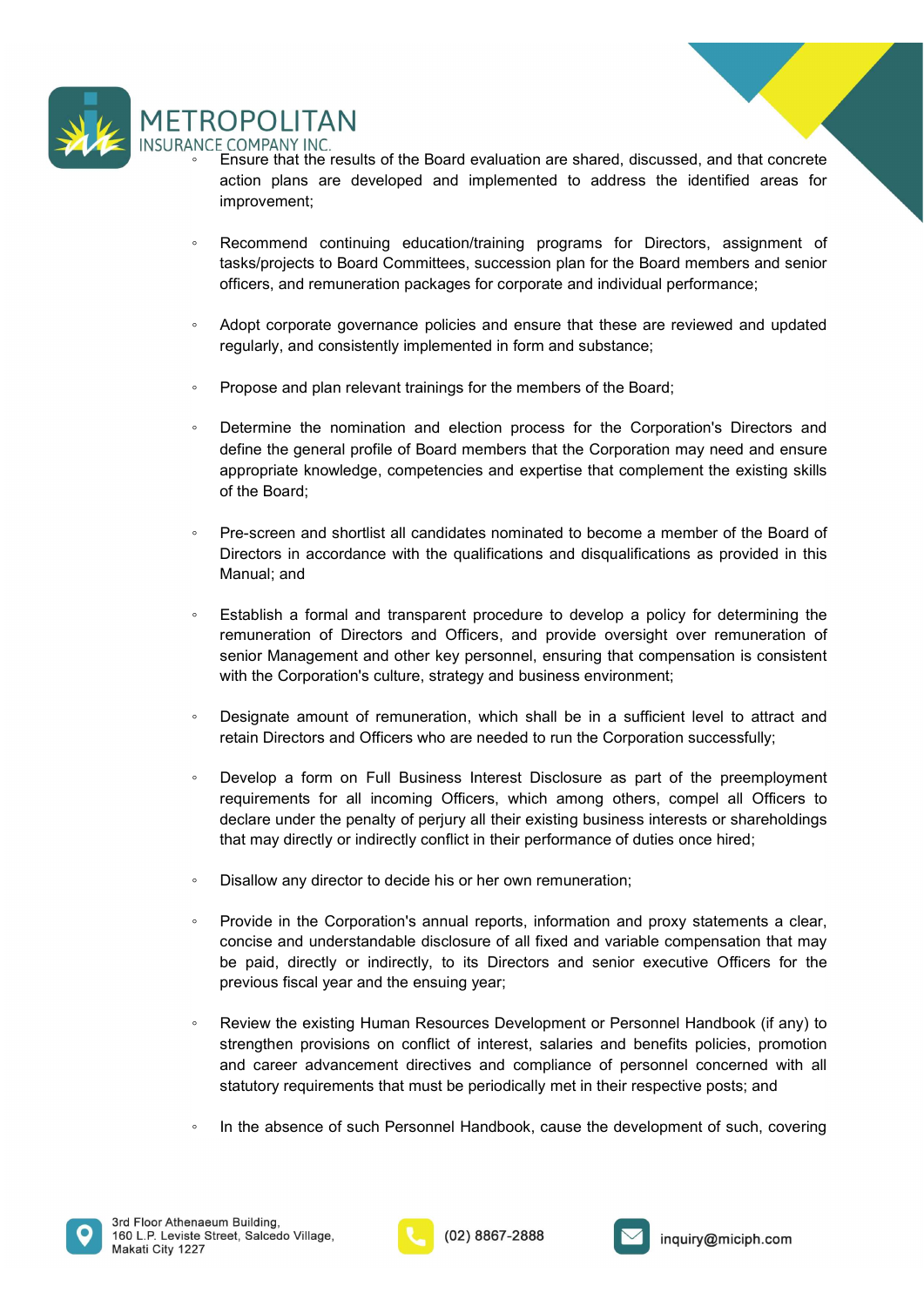- Ensure that the results of the Board evaluation are shared, discussed, and that concrete action plans are developed and implemented to address the identified areas for improvement;

- Recommend continuing education/training programs for Directors, assignment of tasks/projects to Board Committees, succession plan for the Board members and senior officers, and remuneration packages for corporate and individual performance;

- Adopt corporate governance policies and ensure that these are reviewed and updated regularly, and consistently implemented in form and substance;

- Propose and plan relevant trainings for the members of the Board;

- Determine the nomination and election process for the Corporation's Directors and define the general profile of Board members that the Corporation may need and ensure appropriate knowledge, competencies and expertise that complement the existing skills of the Board;

- Pre-screen and shortlist all candidates nominated to become a member of the Board of Directors in accordance with the qualifications and disqualifications as provided in this Manual; and

- Establish a formal and transparent procedure to develop a policy for determining the remuneration of Directors and Officers, and provide oversight over remuneration of senior Management and other key personnel, ensuring that compensation is consistent with the Corporation's culture, strategy and business environment;

- Designate amount of remuneration, which shall be in a sufficient level to attract and retain Directors and Officers who are needed to run the Corporation successfully;

- Develop a form on Full Business Interest Disclosure as part of the preemployment requirements for all incoming Officers, which among others, compel all Officers to declare under the penalty of perjury all their existing business interests or shareholdings that may directly or indirectly conflict in their performance of duties once hired;

- Disallow any director to decide his or her own remuneration;

- Provide in the Corporation's annual reports, information and proxy statements a clear, concise and understandable disclosure of all fixed and variable compensation that may be paid, directly or indirectly, to its Directors and senior executive Officers for the previous fiscal year and the ensuing year;

- Review the existing Human Resources Development or Personnel Handbook (if any) to strengthen provisions on conflict of interest, salaries and benefits policies, promotion and career advancement directives and compliance of personnel concerned with all statutory requirements that must be periodically met in their respective posts; and

- In the absence of such Personnel Handbook, cause the development of such, covering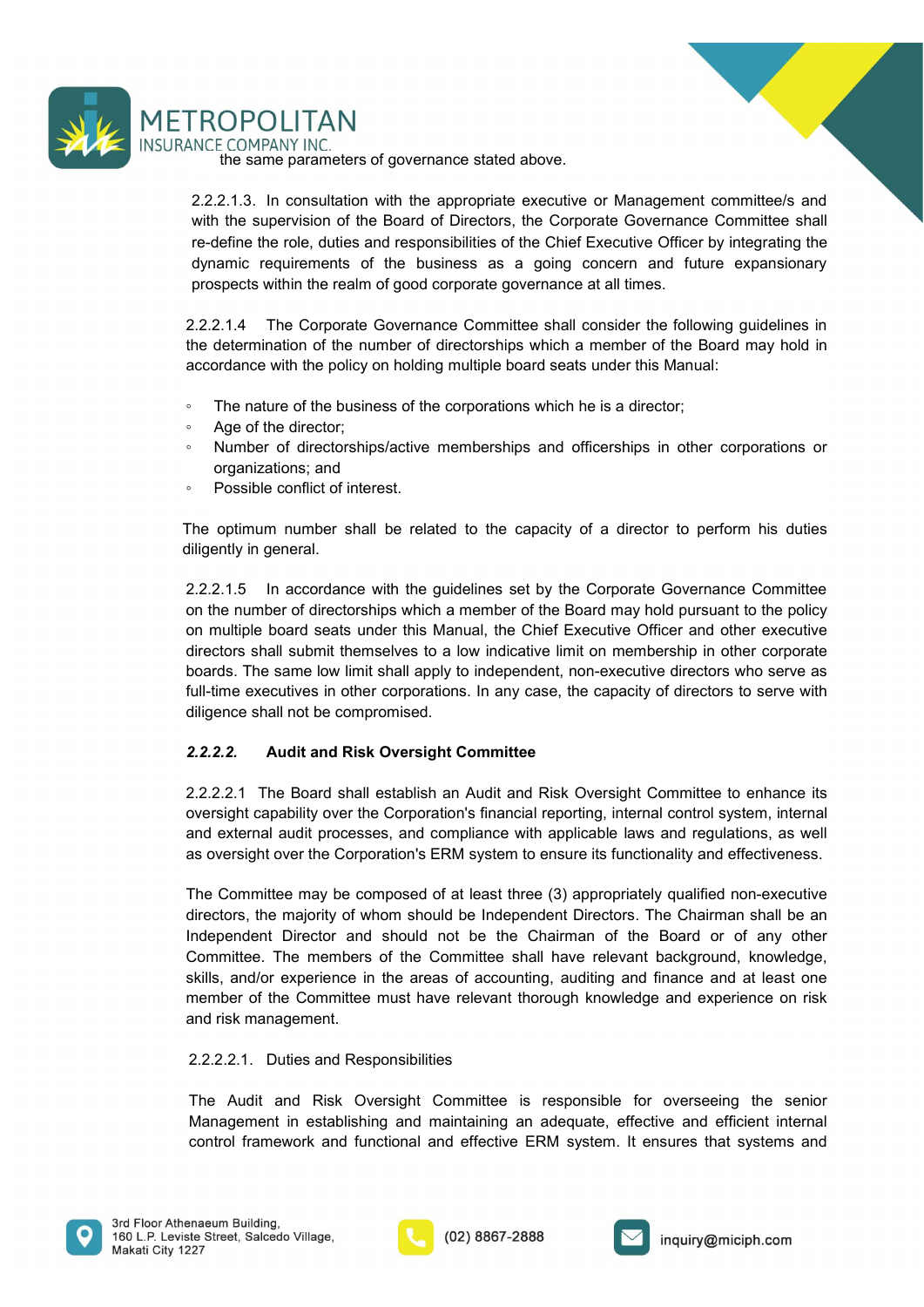the same parameters of governance stated above.

2.2.2.1.3. In consultation with the appropriate executive or Management committee/s and with the supervision of the Board of Directors, the Corporate Governance Committee shall re-define the role, duties and responsibilities of the Chief Executive Officer by integrating the dynamic requirements of the business as a going concern and future expansionary prospects within the realm of good corporate governance at all times.

2.2.2.1.4 The Corporate Governance Committee shall consider the following guidelines in the determination of the number of directorships which a member of the Board may hold in accordance with the policy on holding multiple board seats under this Manual:

- The nature of the business of the corporations which he is a director;
- Age of the director;
- Number of directorships/active memberships and officerships in other corporations or organizations; and
- Possible conflict of interest.

The optimum number shall be related to the capacity of a director to perform his duties diligently in general.

2.2.2.1.5 In accordance with the guidelines set by the Corporate Governance Committee on the number of directorships which a member of the Board may hold pursuant to the policy on multiple board seats under this Manual, the Chief Executive Officer and other executive directors shall submit themselves to a low indicative limit on membership in other corporate boards. The same low limit shall apply to independent, non-executive directors who serve as full-time executives in other corporations. In any case, the capacity of directors to serve with diligence shall not be compromised.

***2.2.2.2.*** **Audit and Risk Oversight Committee**

2.2.2.2.1 The Board shall establish an Audit and Risk Oversight Committee to enhance its oversight capability over the Corporation's financial reporting, internal control system, internal and external audit processes, and compliance with applicable laws and regulations, as well as oversight over the Corporation's ERM system to ensure its functionality and effectiveness.

The Committee may be composed of at least three (3) appropriately qualified non-executive directors, the majority of whom should be Independent Directors. The Chairman shall be an Independent Director and should not be the Chairman of the Board or of any other Committee. The members of the Committee shall have relevant background, knowledge, skills, and/or experience in the areas of accounting, auditing and finance and at least one member of the Committee must have relevant thorough knowledge and experience on risk and risk management.

2.2.2.2.1. Duties and Responsibilities

The Audit and Risk Oversight Committee is responsible for overseeing the senior Management in establishing and maintaining an adequate, effective and efficient internal control framework and functional and effective ERM system. It ensures that systems and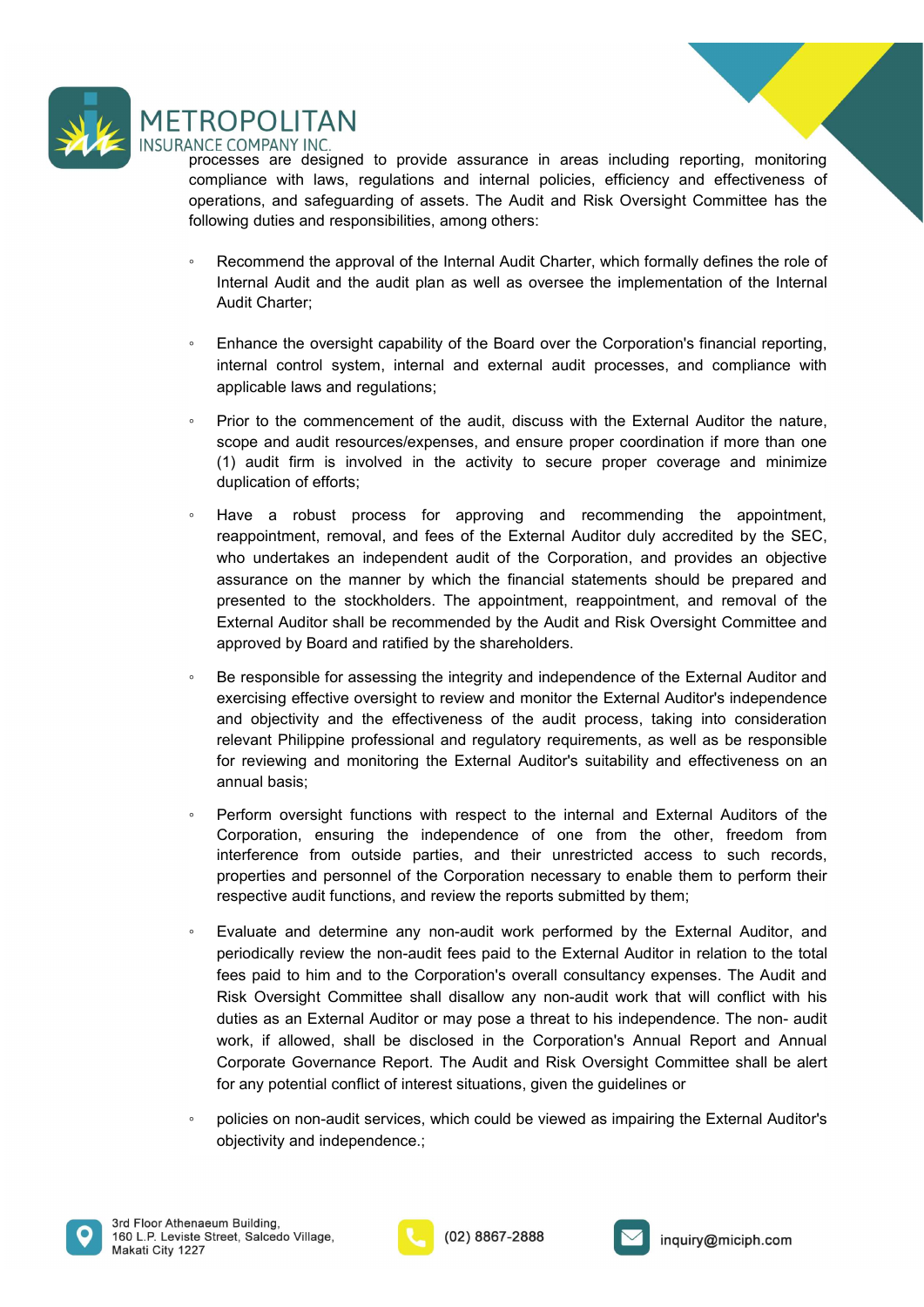processes are designed to provide assurance in areas including reporting, monitoring compliance with laws, regulations and internal policies, efficiency and effectiveness of operations, and safeguarding of assets. The Audit and Risk Oversight Committee has the following duties and responsibilities, among others:

- Recommend the approval of the Internal Audit Charter, which formally defines the role of Internal Audit and the audit plan as well as oversee the implementation of the Internal Audit Charter;

- Enhance the oversight capability of the Board over the Corporation's financial reporting, internal control system, internal and external audit processes, and compliance with applicable laws and regulations;

- Prior to the commencement of the audit, discuss with the External Auditor the nature, scope and audit resources/expenses, and ensure proper coordination if more than one (1) audit firm is involved in the activity to secure proper coverage and minimize duplication of efforts;

- Have a robust process for approving and recommending the appointment, reappointment, removal, and fees of the External Auditor duly accredited by the SEC, who undertakes an independent audit of the Corporation, and provides an objective assurance on the manner by which the financial statements should be prepared and presented to the stockholders. The appointment, reappointment, and removal of the External Auditor shall be recommended by the Audit and Risk Oversight Committee and approved by Board and ratified by the shareholders.

- Be responsible for assessing the integrity and independence of the External Auditor and exercising effective oversight to review and monitor the External Auditor's independence and objectivity and the effectiveness of the audit process, taking into consideration relevant Philippine professional and regulatory requirements, as well as be responsible for reviewing and monitoring the External Auditor's suitability and effectiveness on an annual basis;

- Perform oversight functions with respect to the internal and External Auditors of the Corporation, ensuring the independence of one from the other, freedom from interference from outside parties, and their unrestricted access to such records, properties and personnel of the Corporation necessary to enable them to perform their respective audit functions, and review the reports submitted by them;

- Evaluate and determine any non-audit work performed by the External Auditor, and periodically review the non-audit fees paid to the External Auditor in relation to the total fees paid to him and to the Corporation's overall consultancy expenses. The Audit and Risk Oversight Committee shall disallow any non-audit work that will conflict with his duties as an External Auditor or may pose a threat to his independence. The non- audit work, if allowed, shall be disclosed in the Corporation's Annual Report and Annual Corporate Governance Report. The Audit and Risk Oversight Committee shall be alert for any potential conflict of interest situations, given the guidelines or

- policies on non-audit services, which could be viewed as impairing the External Auditor's objectivity and independence.;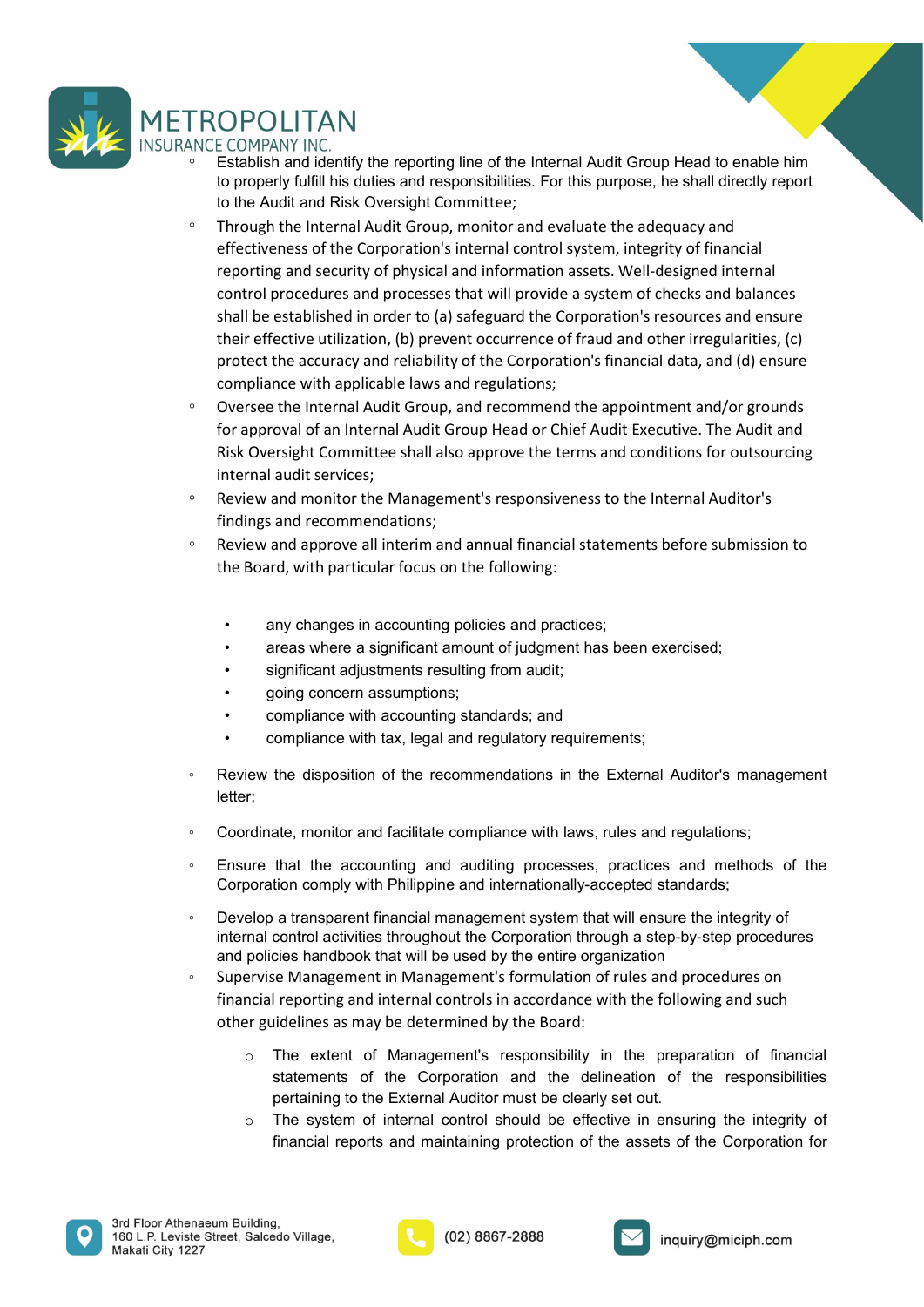- Establish and identify the reporting line of the Internal Audit Group Head to enable him to properly fulfill his duties and responsibilities. For this purpose, he shall directly report to the Audit and Risk Oversight Committee;
- Through the Internal Audit Group, monitor and evaluate the adequacy and effectiveness of the Corporation's internal control system, integrity of financial reporting and security of physical and information assets. Well-designed internal control procedures and processes that will provide a system of checks and balances shall be established in order to (a) safeguard the Corporation's resources and ensure their effective utilization, (b) prevent occurrence of fraud and other irregularities, (c) protect the accuracy and reliability of the Corporation's financial data, and (d) ensure compliance with applicable laws and regulations;
- Oversee the Internal Audit Group, and recommend the appointment and/or grounds for approval of an Internal Audit Group Head or Chief Audit Executive. The Audit and Risk Oversight Committee shall also approve the terms and conditions for outsourcing internal audit services;
- Review and monitor the Management's responsiveness to the Internal Auditor's findings and recommendations;
- Review and approve all interim and annual financial statements before submission to the Board, with particular focus on the following:
    - any changes in accounting policies and practices;
    - areas where a significant amount of judgment has been exercised;
    - significant adjustments resulting from audit;
    - going concern assumptions;
    - compliance with accounting standards; and
    - compliance with tax, legal and regulatory requirements;
- Review the disposition of the recommendations in the External Auditor's management letter;
- Coordinate, monitor and facilitate compliance with laws, rules and regulations;
- Ensure that the accounting and auditing processes, practices and methods of the Corporation comply with Philippine and internationally-accepted standards;
- Develop a transparent financial management system that will ensure the integrity of internal control activities throughout the Corporation through a step-by-step procedures and policies handbook that will be used by the entire organization
- Supervise Management in Management's formulation of rules and procedures on financial reporting and internal controls in accordance with the following and such other guidelines as may be determined by the Board:
    - The extent of Management's responsibility in the preparation of financial statements of the Corporation and the delineation of the responsibilities pertaining to the External Auditor must be clearly set out.
    - The system of internal control should be effective in ensuring the integrity of financial reports and maintaining protection of the assets of the Corporation for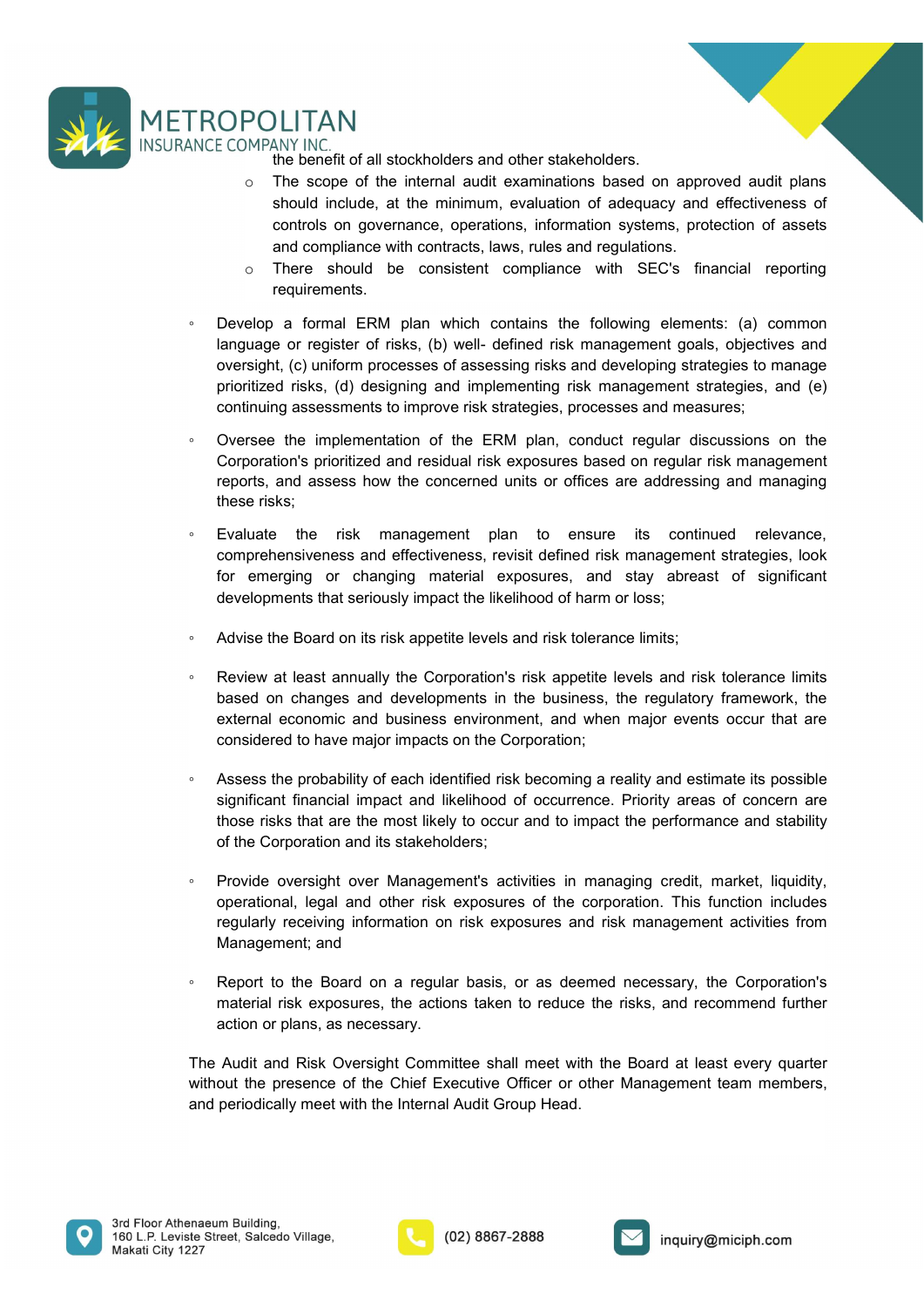the benefit of all stockholders and other stakeholders.

  - The scope of the internal audit examinations based on approved audit plans should include, at the minimum, evaluation of adequacy and effectiveness of controls on governance, operations, information systems, protection of assets and compliance with contracts, laws, rules and regulations.
  - There should be consistent compliance with SEC's financial reporting requirements.

- Develop a formal ERM plan which contains the following elements: (a) common language or register of risks, (b) well- defined risk management goals, objectives and oversight, (c) uniform processes of assessing risks and developing strategies to manage prioritized risks, (d) designing and implementing risk management strategies, and (e) continuing assessments to improve risk strategies, processes and measures;

- Oversee the implementation of the ERM plan, conduct regular discussions on the Corporation's prioritized and residual risk exposures based on regular risk management reports, and assess how the concerned units or offices are addressing and managing these risks;

- Evaluate the risk management plan to ensure its continued relevance, comprehensiveness and effectiveness, revisit defined risk management strategies, look for emerging or changing material exposures, and stay abreast of significant developments that seriously impact the likelihood of harm or loss;

- Advise the Board on its risk appetite levels and risk tolerance limits;

- Review at least annually the Corporation's risk appetite levels and risk tolerance limits based on changes and developments in the business, the regulatory framework, the external economic and business environment, and when major events occur that are considered to have major impacts on the Corporation;

- Assess the probability of each identified risk becoming a reality and estimate its possible significant financial impact and likelihood of occurrence. Priority areas of concern are those risks that are the most likely to occur and to impact the performance and stability of the Corporation and its stakeholders;

- Provide oversight over Management's activities in managing credit, market, liquidity, operational, legal and other risk exposures of the corporation. This function includes regularly receiving information on risk exposures and risk management activities from Management; and

- Report to the Board on a regular basis, or as deemed necessary, the Corporation's material risk exposures, the actions taken to reduce the risks, and recommend further action or plans, as necessary.

The Audit and Risk Oversight Committee shall meet with the Board at least every quarter without the presence of the Chief Executive Officer or other Management team members, and periodically meet with the Internal Audit Group Head.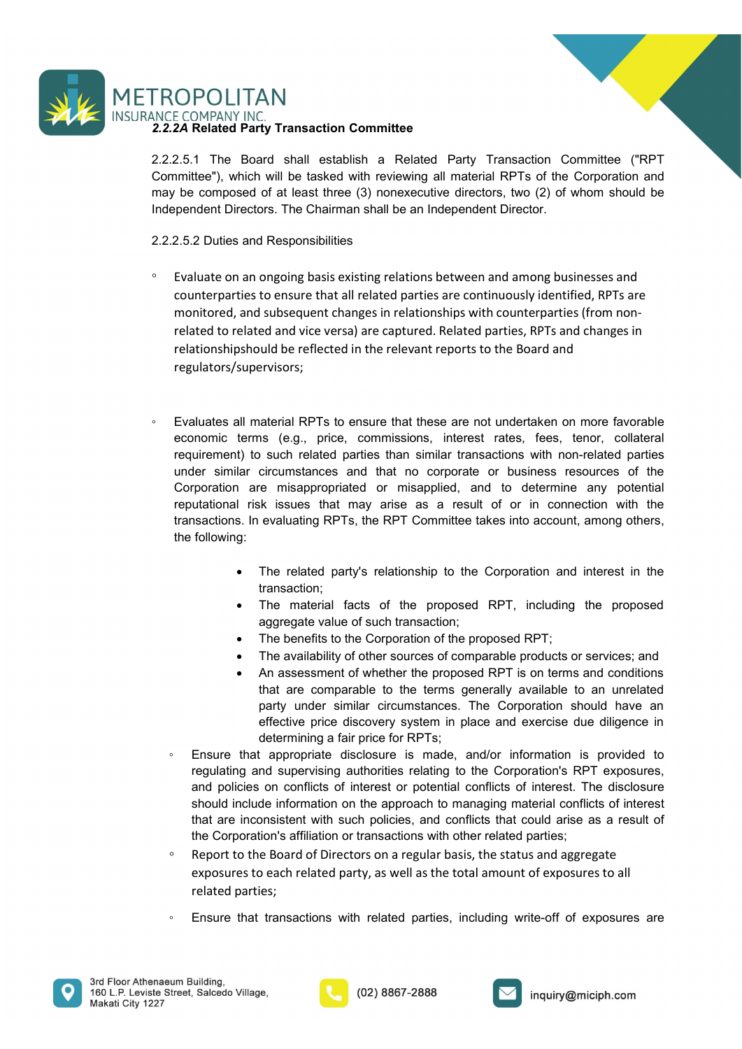### *2.2.2A* Related Party Transaction Committee

2.2.2.5.1 The Board shall establish a Related Party Transaction Committee ("RPT Committee"), which will be tasked with reviewing all material RPTs of the Corporation and may be composed of at least three (3) nonexecutive directors, two (2) of whom should be Independent Directors. The Chairman shall be an Independent Director.

2.2.2.5.2 Duties and Responsibilities

- Evaluate on an ongoing basis existing relations between and among businesses and counterparties to ensure that all related parties are continuously identified, RPTs are monitored, and subsequent changes in relationships with counterparties (from non-related to related and vice versa) are captured. Related parties, RPTs and changes in relationshipshould be reflected in the relevant reports to the Board and regulators/supervisors;

- Evaluates all material RPTs to ensure that these are not undertaken on more favorable economic terms (e.g., price, commissions, interest rates, fees, tenor, collateral requirement) to such related parties than similar transactions with non-related parties under similar circumstances and that no corporate or business resources of the Corporation are misappropriated or misapplied, and to determine any potential reputational risk issues that may arise as a result of or in connection with the transactions. In evaluating RPTs, the RPT Committee takes into account, among others, the following:
    - The related party's relationship to the Corporation and interest in the transaction;
    - The material facts of the proposed RPT, including the proposed aggregate value of such transaction;
    - The benefits to the Corporation of the proposed RPT;
    - The availability of other sources of comparable products or services; and
    - An assessment of whether the proposed RPT is on terms and conditions that are comparable to the terms generally available to an unrelated party under similar circumstances. The Corporation should have an effective price discovery system in place and exercise due diligence in determining a fair price for RPTs;
- Ensure that appropriate disclosure is made, and/or information is provided to regulating and supervising authorities relating to the Corporation's RPT exposures, and policies on conflicts of interest or potential conflicts of interest. The disclosure should include information on the approach to managing material conflicts of interest that are inconsistent with such policies, and conflicts that could arise as a result of the Corporation's affiliation or transactions with other related parties;
- Report to the Board of Directors on a regular basis, the status and aggregate exposures to each related party, as well as the total amount of exposures to all related parties;
- Ensure that transactions with related parties, including write-off of exposures are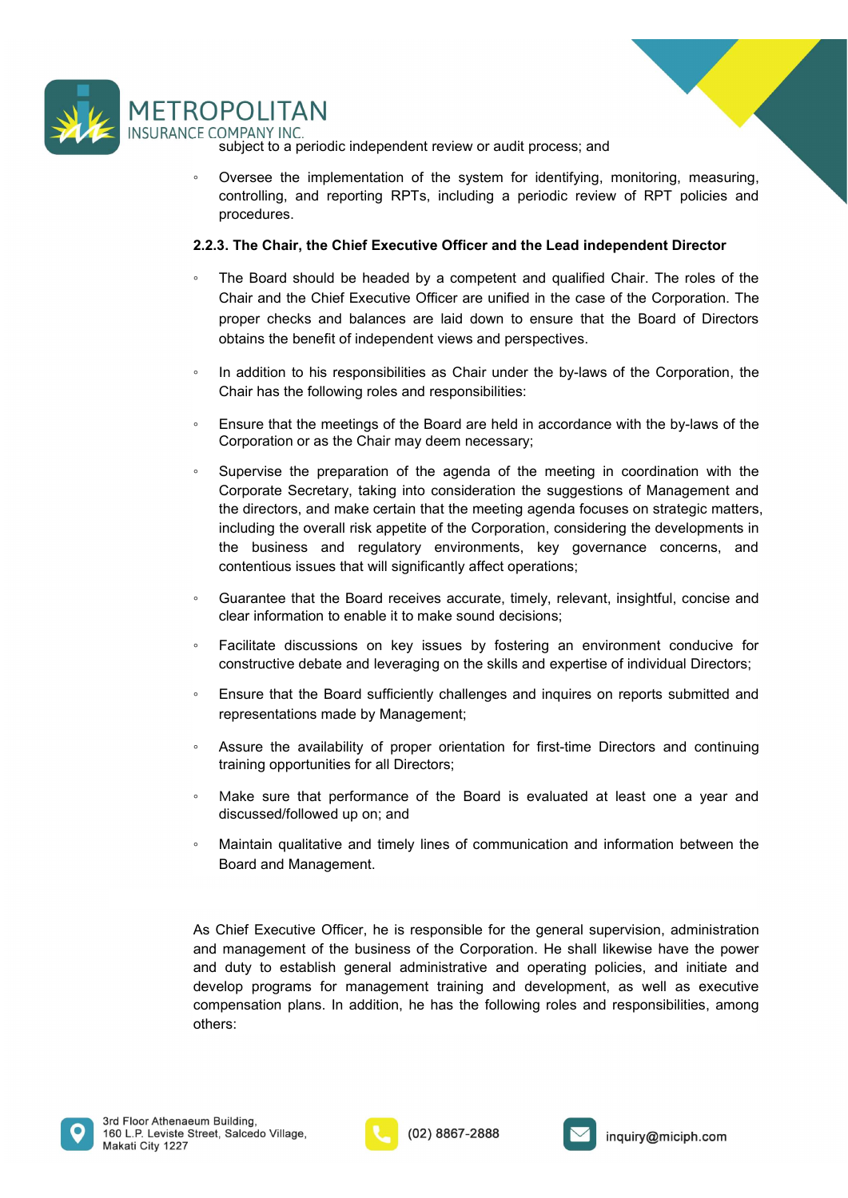subject to a periodic independent review or audit process; and

- Oversee the implementation of the system for identifying, monitoring, measuring, controlling, and reporting RPTs, including a periodic review of RPT policies and procedures.

**2.2.3. The Chair, the Chief Executive Officer and the Lead independent Director**

- The Board should be headed by a competent and qualified Chair. The roles of the Chair and the Chief Executive Officer are unified in the case of the Corporation. The proper checks and balances are laid down to ensure that the Board of Directors obtains the benefit of independent views and perspectives.
- In addition to his responsibilities as Chair under the by-laws of the Corporation, the Chair has the following roles and responsibilities:
- Ensure that the meetings of the Board are held in accordance with the by-laws of the Corporation or as the Chair may deem necessary;
- Supervise the preparation of the agenda of the meeting in coordination with the Corporate Secretary, taking into consideration the suggestions of Management and the directors, and make certain that the meeting agenda focuses on strategic matters, including the overall risk appetite of the Corporation, considering the developments in the business and regulatory environments, key governance concerns, and contentious issues that will significantly affect operations;
- Guarantee that the Board receives accurate, timely, relevant, insightful, concise and clear information to enable it to make sound decisions;
- Facilitate discussions on key issues by fostering an environment conducive for constructive debate and leveraging on the skills and expertise of individual Directors;
- Ensure that the Board sufficiently challenges and inquires on reports submitted and representations made by Management;
- Assure the availability of proper orientation for first-time Directors and continuing training opportunities for all Directors;
- Make sure that performance of the Board is evaluated at least one a year and discussed/followed up on; and
- Maintain qualitative and timely lines of communication and information between the Board and Management.

As Chief Executive Officer, he is responsible for the general supervision, administration and management of the business of the Corporation. He shall likewise have the power and duty to establish general administrative and operating policies, and initiate and develop programs for management training and development, as well as executive compensation plans. In addition, he has the following roles and responsibilities, among others: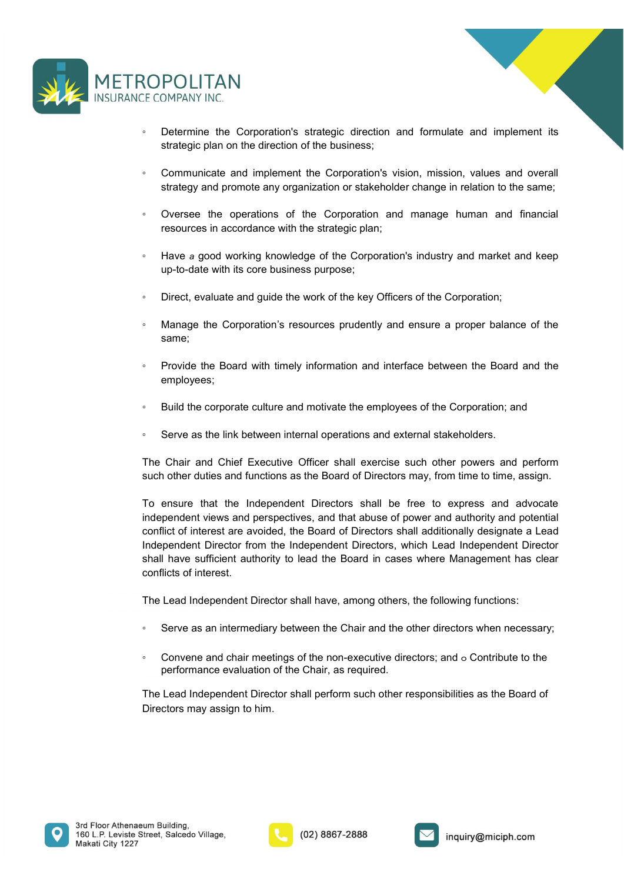- Determine the Corporation's strategic direction and formulate and implement its strategic plan on the direction of the business;
- Communicate and implement the Corporation's vision, mission, values and overall strategy and promote any organization or stakeholder change in relation to the same;
- Oversee the operations of the Corporation and manage human and financial resources in accordance with the strategic plan;
- Have *a* good working knowledge of the Corporation's industry and market and keep up-to-date with its core business purpose;
- Direct, evaluate and guide the work of the key Officers of the Corporation;
- Manage the Corporation's resources prudently and ensure a proper balance of the same;
- Provide the Board with timely information and interface between the Board and the employees;
- Build the corporate culture and motivate the employees of the Corporation; and
- Serve as the link between internal operations and external stakeholders.

The Chair and Chief Executive Officer shall exercise such other powers and perform such other duties and functions as the Board of Directors may, from time to time, assign.

To ensure that the Independent Directors shall be free to express and advocate independent views and perspectives, and that abuse of power and authority and potential conflict of interest are avoided, the Board of Directors shall additionally designate a Lead Independent Director from the Independent Directors, which Lead Independent Director shall have sufficient authority to lead the Board in cases where Management has clear conflicts of interest.

The Lead Independent Director shall have, among others, the following functions:

- Serve as an intermediary between the Chair and the other directors when necessary;
- Convene and chair meetings of the non-executive directors; and o Contribute to the performance evaluation of the Chair, as required.

The Lead Independent Director shall perform such other responsibilities as the Board of Directors may assign to him.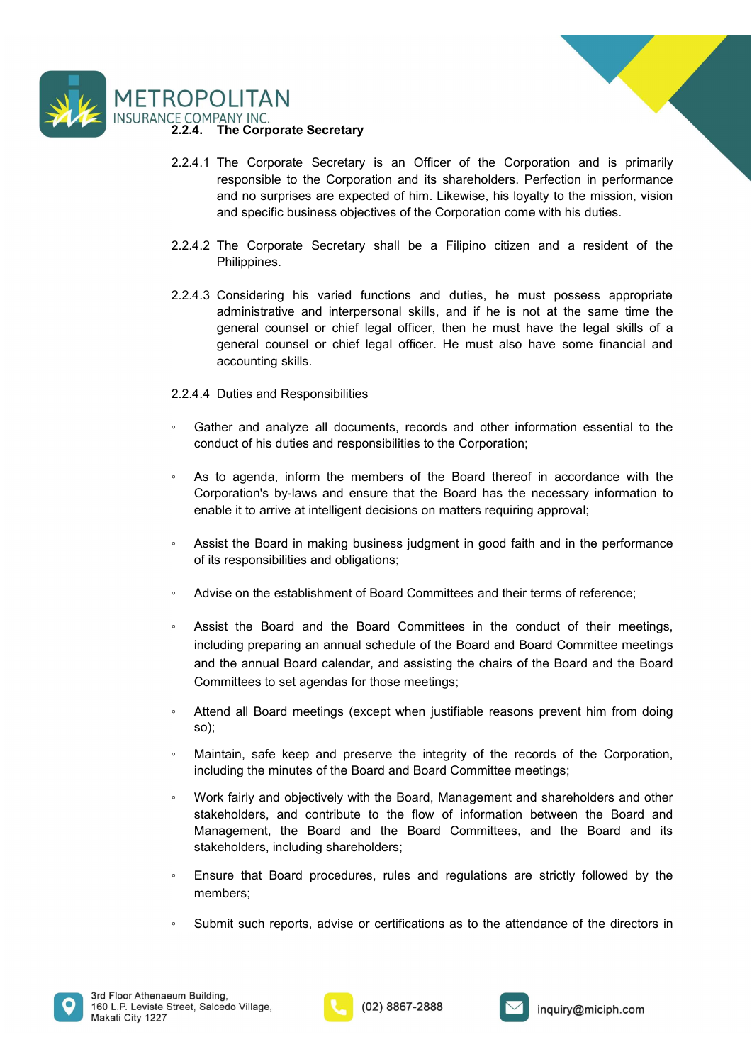### 2.2.4. The Corporate Secretary

2.2.4.1 The Corporate Secretary is an Officer of the Corporation and is primarily responsible to the Corporation and its shareholders. Perfection in performance and no surprises are expected of him. Likewise, his loyalty to the mission, vision and specific business objectives of the Corporation come with his duties.

2.2.4.2 The Corporate Secretary shall be a Filipino citizen and a resident of the Philippines.

2.2.4.3 Considering his varied functions and duties, he must possess appropriate administrative and interpersonal skills, and if he is not at the same time the general counsel or chief legal officer, then he must have the legal skills of a general counsel or chief legal officer. He must also have some financial and accounting skills.

2.2.4.4 Duties and Responsibilities

- Gather and analyze all documents, records and other information essential to the conduct of his duties and responsibilities to the Corporation;
- As to agenda, inform the members of the Board thereof in accordance with the Corporation's by-laws and ensure that the Board has the necessary information to enable it to arrive at intelligent decisions on matters requiring approval;
- Assist the Board in making business judgment in good faith and in the performance of its responsibilities and obligations;
- Advise on the establishment of Board Committees and their terms of reference;
- Assist the Board and the Board Committees in the conduct of their meetings, including preparing an annual schedule of the Board and Board Committee meetings and the annual Board calendar, and assisting the chairs of the Board and the Board Committees to set agendas for those meetings;
- Attend all Board meetings (except when justifiable reasons prevent him from doing so);
- Maintain, safe keep and preserve the integrity of the records of the Corporation, including the minutes of the Board and Board Committee meetings;
- Work fairly and objectively with the Board, Management and shareholders and other stakeholders, and contribute to the flow of information between the Board and Management, the Board and the Board Committees, and the Board and its stakeholders, including shareholders;
- Ensure that Board procedures, rules and regulations are strictly followed by the members;
- Submit such reports, advise or certifications as to the attendance of the directors in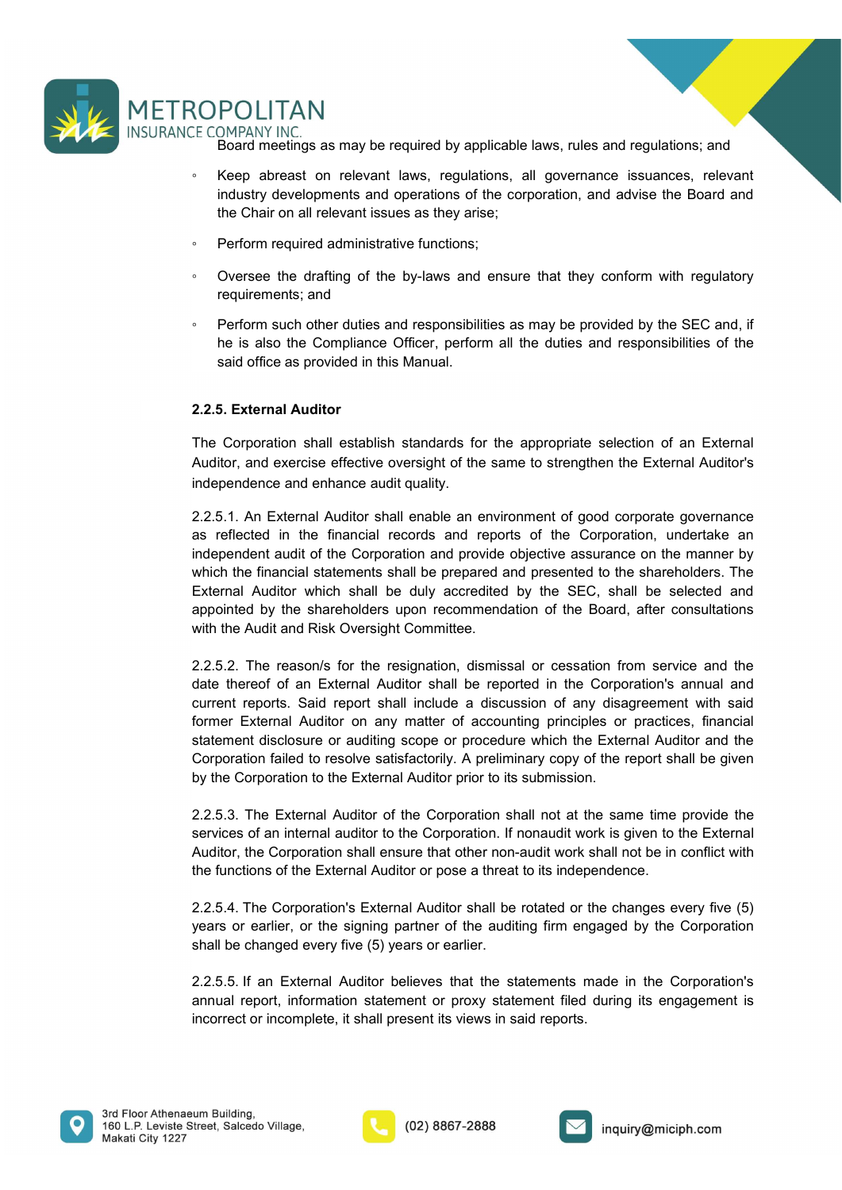Board meetings as may be required by applicable laws, rules and regulations; and

- Keep abreast on relevant laws, regulations, all governance issuances, relevant industry developments and operations of the corporation, and advise the Board and the Chair on all relevant issues as they arise;
- Perform required administrative functions;
- Oversee the drafting of the by-laws and ensure that they conform with regulatory requirements; and
- Perform such other duties and responsibilities as may be provided by the SEC and, if he is also the Compliance Officer, perform all the duties and responsibilities of the said office as provided in this Manual.

**2.2.5. External Auditor**

The Corporation shall establish standards for the appropriate selection of an External Auditor, and exercise effective oversight of the same to strengthen the External Auditor's independence and enhance audit quality.

2.2.5.1. An External Auditor shall enable an environment of good corporate governance as reflected in the financial records and reports of the Corporation, undertake an independent audit of the Corporation and provide objective assurance on the manner by which the financial statements shall be prepared and presented to the shareholders. The External Auditor which shall be duly accredited by the SEC, shall be selected and appointed by the shareholders upon recommendation of the Board, after consultations with the Audit and Risk Oversight Committee.

2.2.5.2. The reason/s for the resignation, dismissal or cessation from service and the date thereof of an External Auditor shall be reported in the Corporation's annual and current reports. Said report shall include a discussion of any disagreement with said former External Auditor on any matter of accounting principles or practices, financial statement disclosure or auditing scope or procedure which the External Auditor and the Corporation failed to resolve satisfactorily. A preliminary copy of the report shall be given by the Corporation to the External Auditor prior to its submission.

2.2.5.3. The External Auditor of the Corporation shall not at the same time provide the services of an internal auditor to the Corporation. If nonaudit work is given to the External Auditor, the Corporation shall ensure that other non-audit work shall not be in conflict with the functions of the External Auditor or pose a threat to its independence.

2.2.5.4. The Corporation's External Auditor shall be rotated or the changes every five (5) years or earlier, or the signing partner of the auditing firm engaged by the Corporation shall be changed every five (5) years or earlier.

2.2.5.5. If an External Auditor believes that the statements made in the Corporation's annual report, information statement or proxy statement filed during its engagement is incorrect or incomplete, it shall present its views in said reports.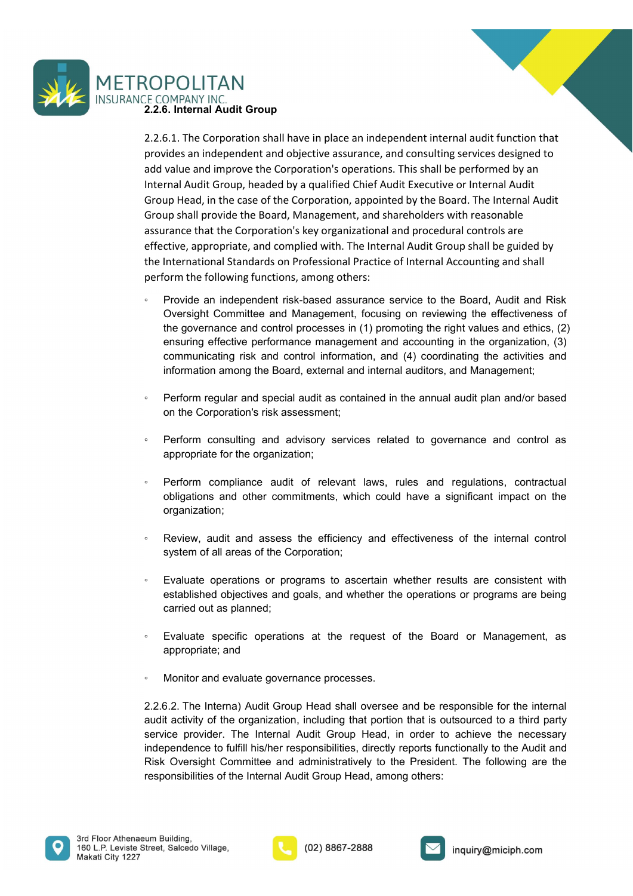### 2.2.6. Internal Audit Group

2.2.6.1. The Corporation shall have in place an independent internal audit function that provides an independent and objective assurance, and consulting services designed to add value and improve the Corporation's operations. This shall be performed by an Internal Audit Group, headed by a qualified Chief Audit Executive or Internal Audit Group Head, in the case of the Corporation, appointed by the Board. The Internal Audit Group shall provide the Board, Management, and shareholders with reasonable assurance that the Corporation's key organizational and procedural controls are effective, appropriate, and complied with. The Internal Audit Group shall be guided by the International Standards on Professional Practice of Internal Accounting and shall perform the following functions, among others:

- Provide an independent risk-based assurance service to the Board, Audit and Risk Oversight Committee and Management, focusing on reviewing the effectiveness of the governance and control processes in (1) promoting the right values and ethics, (2) ensuring effective performance management and accounting in the organization, (3) communicating risk and control information, and (4) coordinating the activities and information among the Board, external and internal auditors, and Management;
- Perform regular and special audit as contained in the annual audit plan and/or based on the Corporation's risk assessment;
- Perform consulting and advisory services related to governance and control as appropriate for the organization;
- Perform compliance audit of relevant laws, rules and regulations, contractual obligations and other commitments, which could have a significant impact on the organization;
- Review, audit and assess the efficiency and effectiveness of the internal control system of all areas of the Corporation;
- Evaluate operations or programs to ascertain whether results are consistent with established objectives and goals, and whether the operations or programs are being carried out as planned;
- Evaluate specific operations at the request of the Board or Management, as appropriate; and
- Monitor and evaluate governance processes.

2.2.6.2. The Interna) Audit Group Head shall oversee and be responsible for the internal audit activity of the organization, including that portion that is outsourced to a third party service provider. The Internal Audit Group Head, in order to achieve the necessary independence to fulfill his/her responsibilities, directly reports functionally to the Audit and Risk Oversight Committee and administratively to the President. The following are the responsibilities of the Internal Audit Group Head, among others: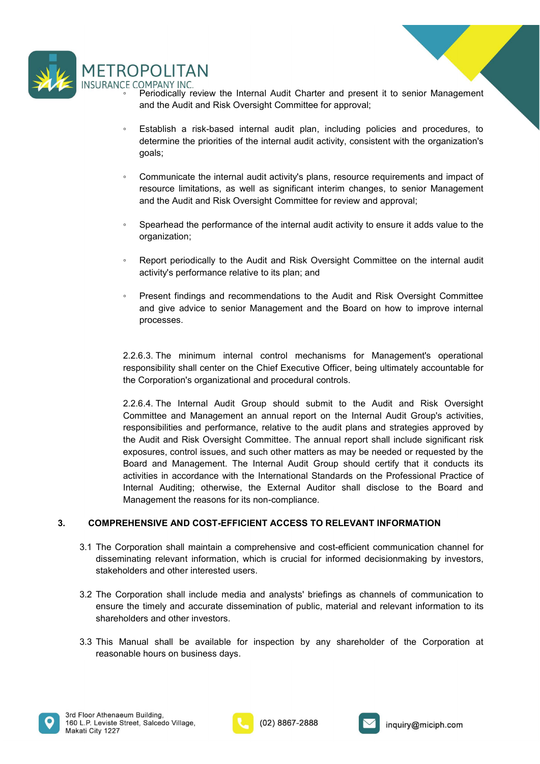- Periodically review the Internal Audit Charter and present it to senior Management and the Audit and Risk Oversight Committee for approval;

- Establish a risk-based internal audit plan, including policies and procedures, to determine the priorities of the internal audit activity, consistent with the organization's goals;

- Communicate the internal audit activity's plans, resource requirements and impact of resource limitations, as well as significant interim changes, to senior Management and the Audit and Risk Oversight Committee for review and approval;

- Spearhead the performance of the internal audit activity to ensure it adds value to the organization;

- Report periodically to the Audit and Risk Oversight Committee on the internal audit activity's performance relative to its plan; and

- Present findings and recommendations to the Audit and Risk Oversight Committee and give advice to senior Management and the Board on how to improve internal processes.

2.2.6.3. The minimum internal control mechanisms for Management's operational responsibility shall center on the Chief Executive Officer, being ultimately accountable for the Corporation's organizational and procedural controls.

2.2.6.4. The Internal Audit Group should submit to the Audit and Risk Oversight Committee and Management an annual report on the Internal Audit Group's activities, responsibilities and performance, relative to the audit plans and strategies approved by the Audit and Risk Oversight Committee. The annual report shall include significant risk exposures, control issues, and such other matters as may be needed or requested by the Board and Management. The Internal Audit Group should certify that it conducts its activities in accordance with the International Standards on the Professional Practice of Internal Auditing; otherwise, the External Auditor shall disclose to the Board and Management the reasons for its non-compliance.

## 3. COMPREHENSIVE AND COST-EFFICIENT ACCESS TO RELEVANT INFORMATION

3.1 The Corporation shall maintain a comprehensive and cost-efficient communication channel for disseminating relevant information, which is crucial for informed decisionmaking by investors, stakeholders and other interested users.

3.2 The Corporation shall include media and analysts' briefings as channels of communication to ensure the timely and accurate dissemination of public, material and relevant information to its shareholders and other investors.

3.3 This Manual shall be available for inspection by any shareholder of the Corporation at reasonable hours on business days.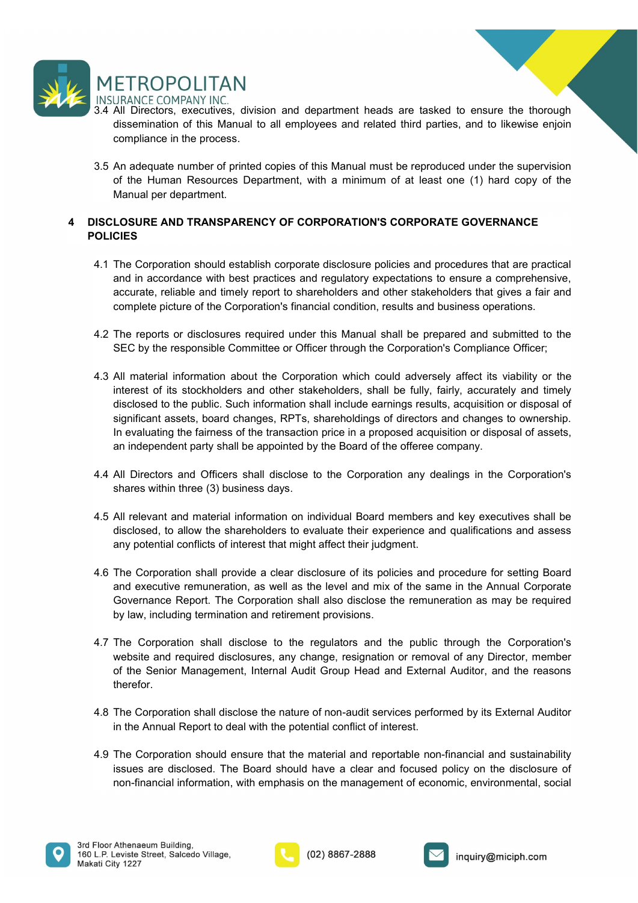3.4 All Directors, executives, division and department heads are tasked to ensure the thorough dissemination of this Manual to all employees and related third parties, and to likewise enjoin compliance in the process.

3.5 An adequate number of printed copies of this Manual must be reproduced under the supervision of the Human Resources Department, with a minimum of at least one (1) hard copy of the Manual per department.

## 4 DISCLOSURE AND TRANSPARENCY OF CORPORATION'S CORPORATE GOVERNANCE POLICIES

4.1 The Corporation should establish corporate disclosure policies and procedures that are practical and in accordance with best practices and regulatory expectations to ensure a comprehensive, accurate, reliable and timely report to shareholders and other stakeholders that gives a fair and complete picture of the Corporation's financial condition, results and business operations.

4.2 The reports or disclosures required under this Manual shall be prepared and submitted to the SEC by the responsible Committee or Officer through the Corporation's Compliance Officer;

4.3 All material information about the Corporation which could adversely affect its viability or the interest of its stockholders and other stakeholders, shall be fully, fairly, accurately and timely disclosed to the public. Such information shall include earnings results, acquisition or disposal of significant assets, board changes, RPTs, shareholdings of directors and changes to ownership. In evaluating the fairness of the transaction price in a proposed acquisition or disposal of assets, an independent party shall be appointed by the Board of the offeree company.

4.4 All Directors and Officers shall disclose to the Corporation any dealings in the Corporation's shares within three (3) business days.

4.5 All relevant and material information on individual Board members and key executives shall be disclosed, to allow the shareholders to evaluate their experience and qualifications and assess any potential conflicts of interest that might affect their judgment.

4.6 The Corporation shall provide a clear disclosure of its policies and procedure for setting Board and executive remuneration, as well as the level and mix of the same in the Annual Corporate Governance Report. The Corporation shall also disclose the remuneration as may be required by law, including termination and retirement provisions.

4.7 The Corporation shall disclose to the regulators and the public through the Corporation's website and required disclosures, any change, resignation or removal of any Director, member of the Senior Management, Internal Audit Group Head and External Auditor, and the reasons therefor.

4.8 The Corporation shall disclose the nature of non-audit services performed by its External Auditor in the Annual Report to deal with the potential conflict of interest.

4.9 The Corporation should ensure that the material and reportable non-financial and sustainability issues are disclosed. The Board should have a clear and focused policy on the disclosure of non-financial information, with emphasis on the management of economic, environmental, social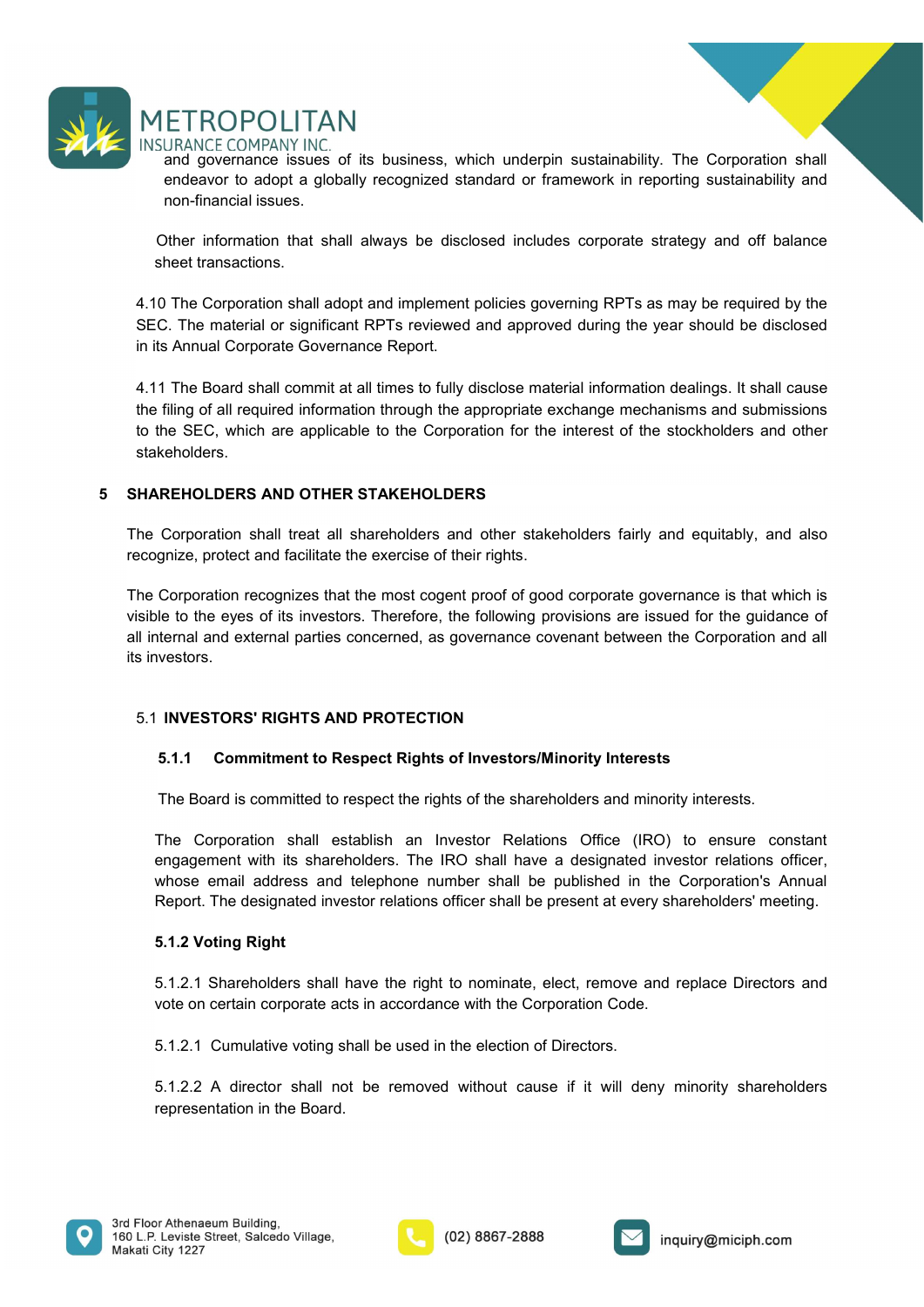and governance issues of its business, which underpin sustainability. The Corporation shall endeavor to adopt a globally recognized standard or framework in reporting sustainability and non-financial issues.

Other information that shall always be disclosed includes corporate strategy and off balance sheet transactions.

4.10 The Corporation shall adopt and implement policies governing RPTs as may be required by the SEC. The material or significant RPTs reviewed and approved during the year should be disclosed in its Annual Corporate Governance Report.

4.11 The Board shall commit at all times to fully disclose material information dealings. It shall cause the filing of all required information through the appropriate exchange mechanisms and submissions to the SEC, which are applicable to the Corporation for the interest of the stockholders and other stakeholders.

## 5 SHAREHOLDERS AND OTHER STAKEHOLDERS

The Corporation shall treat all shareholders and other stakeholders fairly and equitably, and also recognize, protect and facilitate the exercise of their rights.

The Corporation recognizes that the most cogent proof of good corporate governance is that which is visible to the eyes of its investors. Therefore, the following provisions are issued for the guidance of all internal and external parties concerned, as governance covenant between the Corporation and all its investors.

### 5.1 INVESTORS' RIGHTS AND PROTECTION

#### 5.1.1 Commitment to Respect Rights of Investors/Minority Interests

The Board is committed to respect the rights of the shareholders and minority interests.

The Corporation shall establish an Investor Relations Office (IRO) to ensure constant engagement with its shareholders. The IRO shall have a designated investor relations officer, whose email address and telephone number shall be published in the Corporation's Annual Report. The designated investor relations officer shall be present at every shareholders' meeting.

#### 5.1.2 Voting Right

5.1.2.1 Shareholders shall have the right to nominate, elect, remove and replace Directors and vote on certain corporate acts in accordance with the Corporation Code.

5.1.2.1 Cumulative voting shall be used in the election of Directors.

5.1.2.2 A director shall not be removed without cause if it will deny minority shareholders representation in the Board.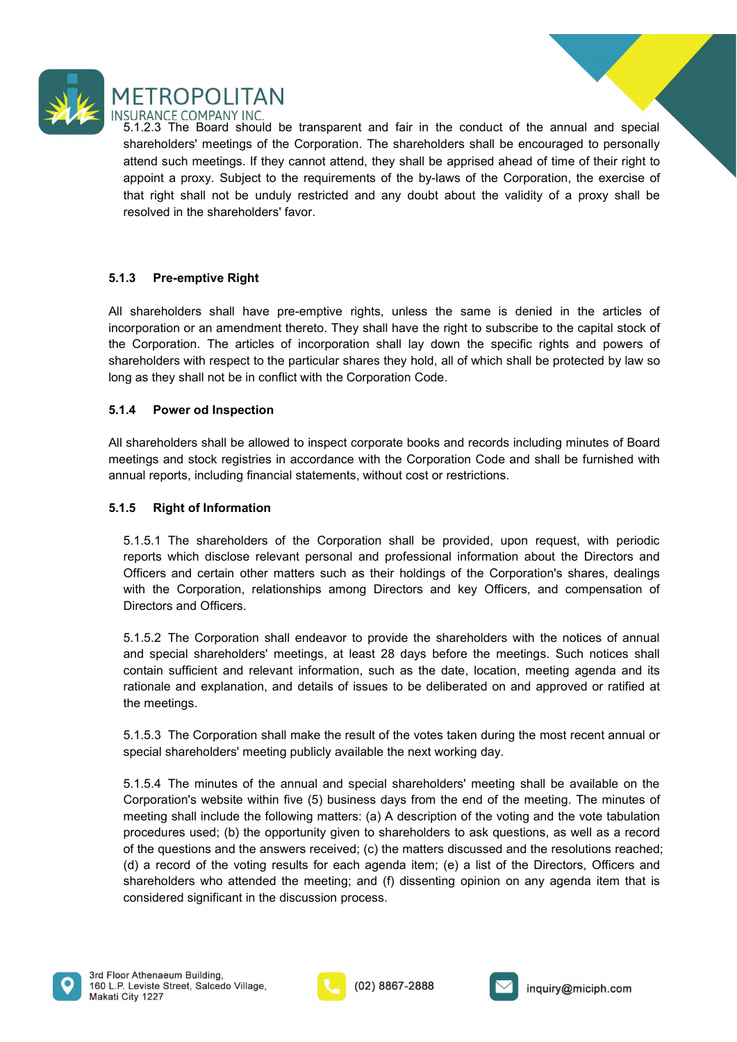5.1.2.3 The Board should be transparent and fair in the conduct of the annual and special shareholders' meetings of the Corporation. The shareholders shall be encouraged to personally attend such meetings. If they cannot attend, they shall be apprised ahead of time of their right to appoint a proxy. Subject to the requirements of the by-laws of the Corporation, the exercise of that right shall not be unduly restricted and any doubt about the validity of a proxy shall be resolved in the shareholders' favor.

### 5.1.3 Pre-emptive Right

All shareholders shall have pre-emptive rights, unless the same is denied in the articles of incorporation or an amendment thereto. They shall have the right to subscribe to the capital stock of the Corporation. The articles of incorporation shall lay down the specific rights and powers of shareholders with respect to the particular shares they hold, all of which shall be protected by law so long as they shall not be in conflict with the Corporation Code.

### 5.1.4 Power od Inspection

All shareholders shall be allowed to inspect corporate books and records including minutes of Board meetings and stock registries in accordance with the Corporation Code and shall be furnished with annual reports, including financial statements, without cost or restrictions.

### 5.1.5 Right of Information

5.1.5.1 The shareholders of the Corporation shall be provided, upon request, with periodic reports which disclose relevant personal and professional information about the Directors and Officers and certain other matters such as their holdings of the Corporation's shares, dealings with the Corporation, relationships among Directors and key Officers, and compensation of Directors and Officers.

5.1.5.2 The Corporation shall endeavor to provide the shareholders with the notices of annual and special shareholders' meetings, at least 28 days before the meetings. Such notices shall contain sufficient and relevant information, such as the date, location, meeting agenda and its rationale and explanation, and details of issues to be deliberated on and approved or ratified at the meetings.

5.1.5.3 The Corporation shall make the result of the votes taken during the most recent annual or special shareholders' meeting publicly available the next working day.

5.1.5.4 The minutes of the annual and special shareholders' meeting shall be available on the Corporation's website within five (5) business days from the end of the meeting. The minutes of meeting shall include the following matters: (a) A description of the voting and the vote tabulation procedures used; (b) the opportunity given to shareholders to ask questions, as well as a record of the questions and the answers received; (c) the matters discussed and the resolutions reached; (d) a record of the voting results for each agenda item; (e) a list of the Directors, Officers and shareholders who attended the meeting; and (f) dissenting opinion on any agenda item that is considered significant in the discussion process.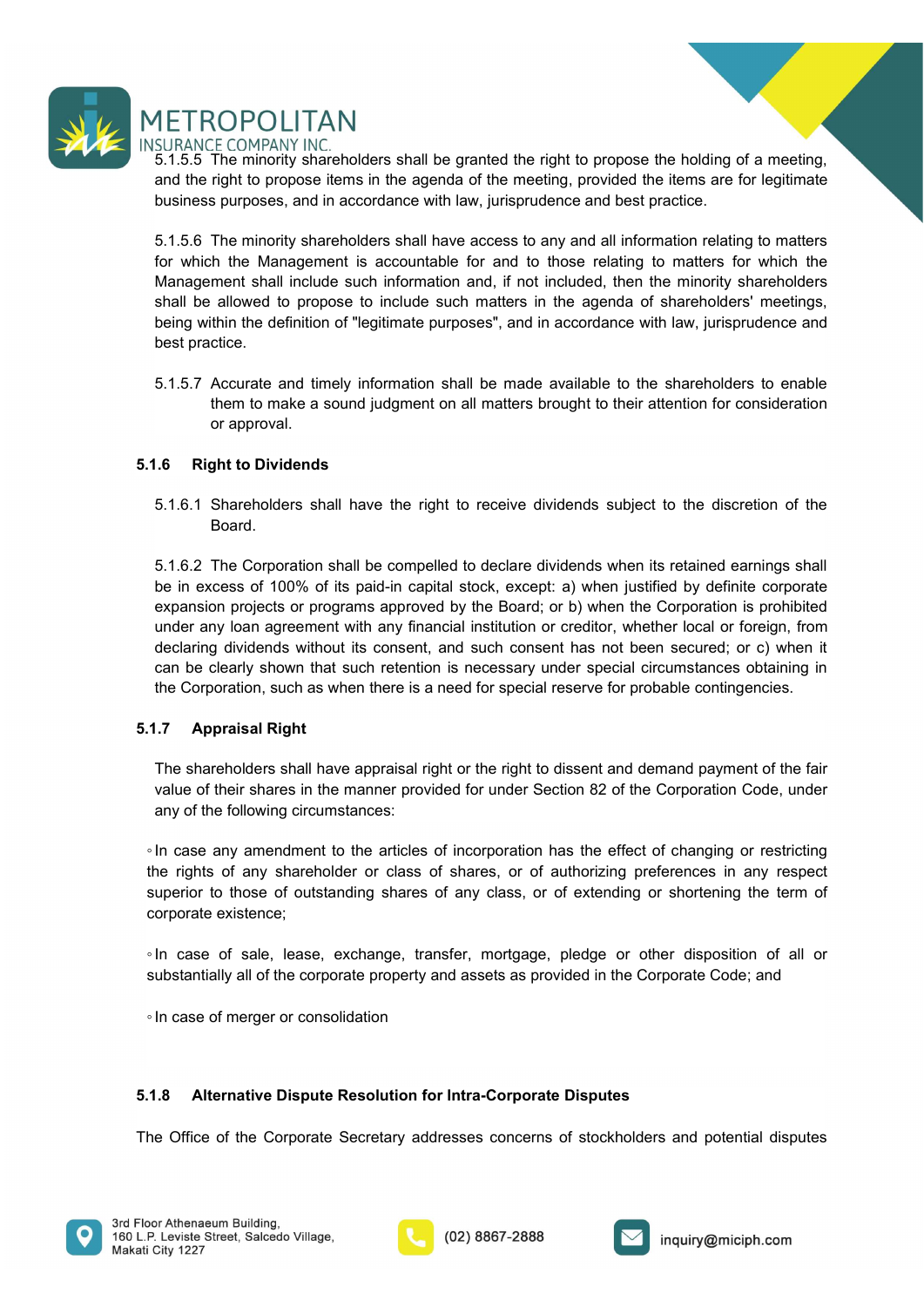5.1.5.5 The minority shareholders shall be granted the right to propose the holding of a meeting, and the right to propose items in the agenda of the meeting, provided the items are for legitimate business purposes, and in accordance with law, jurisprudence and best practice.

5.1.5.6 The minority shareholders shall have access to any and all information relating to matters for which the Management is accountable for and to those relating to matters for which the Management shall include such information and, if not included, then the minority shareholders shall be allowed to propose to include such matters in the agenda of shareholders' meetings, being within the definition of "legitimate purposes", and in accordance with law, jurisprudence and best practice.

5.1.5.7 Accurate and timely information shall be made available to the shareholders to enable them to make a sound judgment on all matters brought to their attention for consideration or approval.

### 5.1.6 Right to Dividends

5.1.6.1 Shareholders shall have the right to receive dividends subject to the discretion of the Board.

5.1.6.2 The Corporation shall be compelled to declare dividends when its retained earnings shall be in excess of 100% of its paid-in capital stock, except: a) when justified by definite corporate expansion projects or programs approved by the Board; or b) when the Corporation is prohibited under any loan agreement with any financial institution or creditor, whether local or foreign, from declaring dividends without its consent, and such consent has not been secured; or c) when it can be clearly shown that such retention is necessary under special circumstances obtaining in the Corporation, such as when there is a need for special reserve for probable contingencies.

### 5.1.7 Appraisal Right

The shareholders shall have appraisal right or the right to dissent and demand payment of the fair value of their shares in the manner provided for under Section 82 of the Corporation Code, under any of the following circumstances:

- In case any amendment to the articles of incorporation has the effect of changing or restricting the rights of any shareholder or class of shares, or of authorizing preferences in any respect superior to those of outstanding shares of any class, or of extending or shortening the term of corporate existence;

- In case of sale, lease, exchange, transfer, mortgage, pledge or other disposition of all or substantially all of the corporate property and assets as provided in the Corporate Code; and

- In case of merger or consolidation

### 5.1.8 Alternative Dispute Resolution for Intra-Corporate Disputes

The Office of the Corporate Secretary addresses concerns of stockholders and potential disputes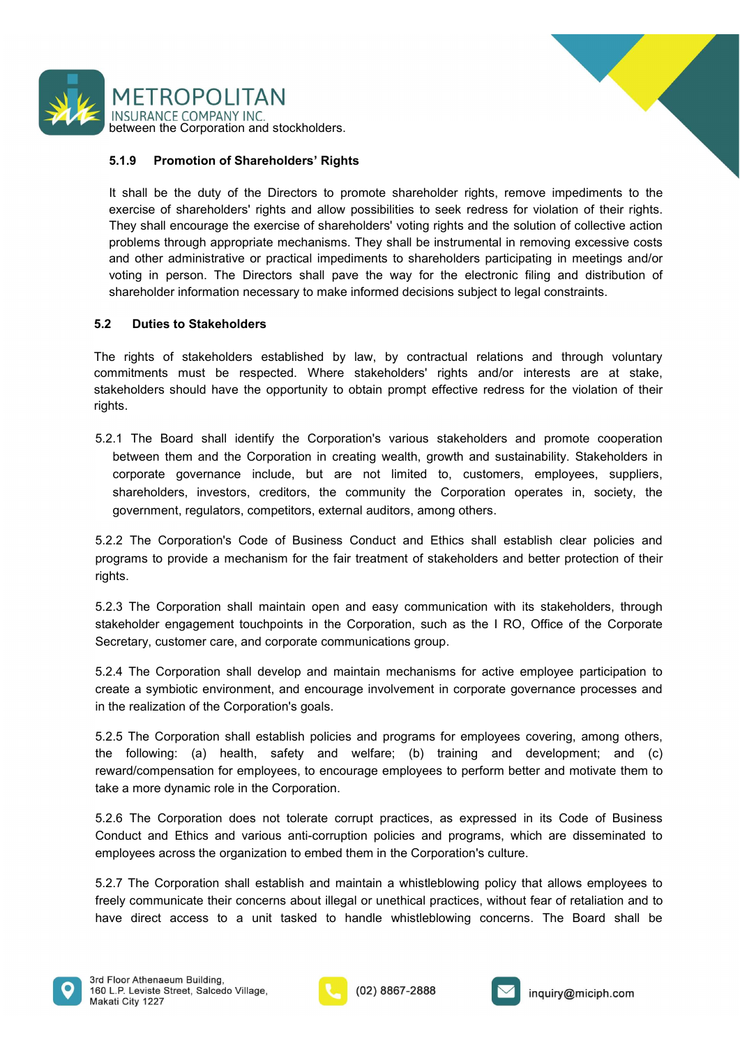between the Corporation and stockholders.

### 5.1.9 Promotion of Shareholders' Rights

It shall be the duty of the Directors to promote shareholder rights, remove impediments to the exercise of shareholders' rights and allow possibilities to seek redress for violation of their rights. They shall encourage the exercise of shareholders' voting rights and the solution of collective action problems through appropriate mechanisms. They shall be instrumental in removing excessive costs and other administrative or practical impediments to shareholders participating in meetings and/or voting in person. The Directors shall pave the way for the electronic filing and distribution of shareholder information necessary to make informed decisions subject to legal constraints.

## 5.2 Duties to Stakeholders

The rights of stakeholders established by law, by contractual relations and through voluntary commitments must be respected. Where stakeholders' rights and/or interests are at stake, stakeholders should have the opportunity to obtain prompt effective redress for the violation of their rights.

5.2.1 The Board shall identify the Corporation's various stakeholders and promote cooperation between them and the Corporation in creating wealth, growth and sustainability. Stakeholders in corporate governance include, but are not limited to, customers, employees, suppliers, shareholders, investors, creditors, the community the Corporation operates in, society, the government, regulators, competitors, external auditors, among others.

5.2.2 The Corporation's Code of Business Conduct and Ethics shall establish clear policies and programs to provide a mechanism for the fair treatment of stakeholders and better protection of their rights.

5.2.3 The Corporation shall maintain open and easy communication with its stakeholders, through stakeholder engagement touchpoints in the Corporation, such as the I RO, Office of the Corporate Secretary, customer care, and corporate communications group.

5.2.4 The Corporation shall develop and maintain mechanisms for active employee participation to create a symbiotic environment, and encourage involvement in corporate governance processes and in the realization of the Corporation's goals.

5.2.5 The Corporation shall establish policies and programs for employees covering, among others, the following: (a) health, safety and welfare; (b) training and development; and (c) reward/compensation for employees, to encourage employees to perform better and motivate them to take a more dynamic role in the Corporation.

5.2.6 The Corporation does not tolerate corrupt practices, as expressed in its Code of Business Conduct and Ethics and various anti-corruption policies and programs, which are disseminated to employees across the organization to embed them in the Corporation's culture.

5.2.7 The Corporation shall establish and maintain a whistleblowing policy that allows employees to freely communicate their concerns about illegal or unethical practices, without fear of retaliation and to have direct access to a unit tasked to handle whistleblowing concerns. The Board shall be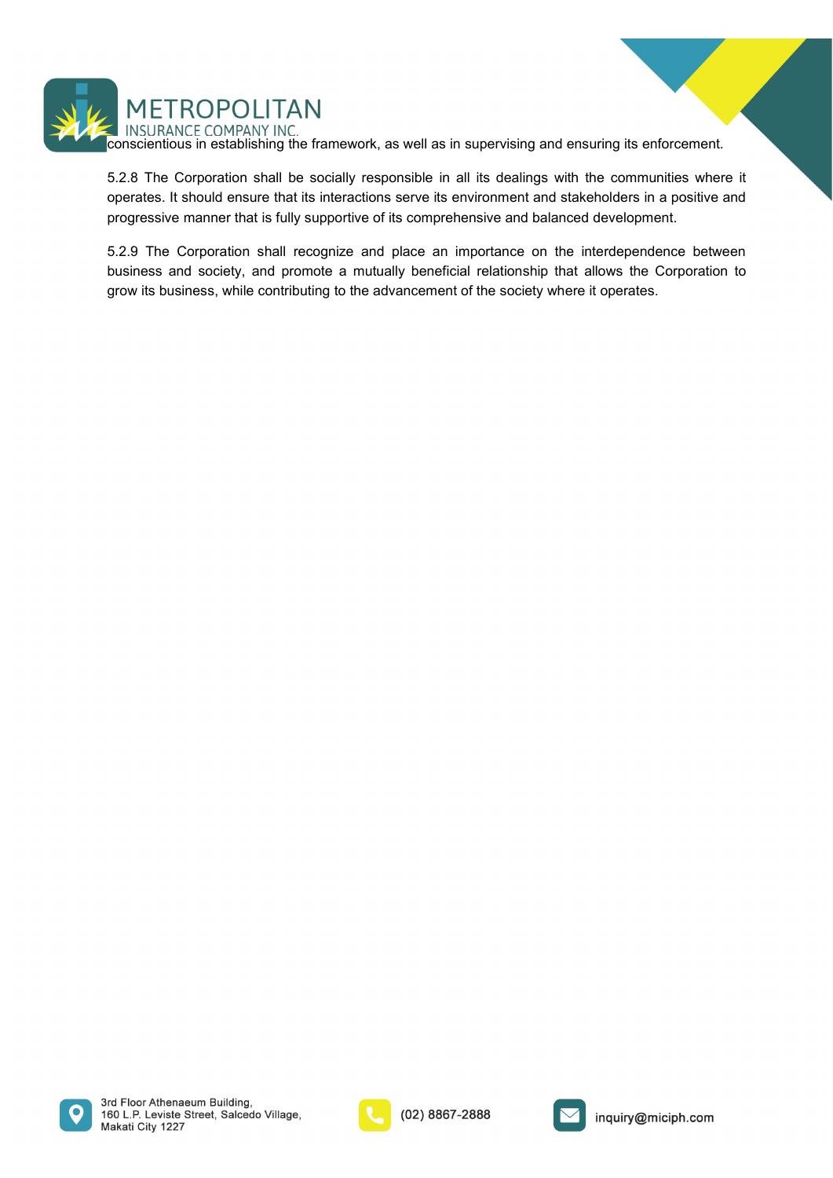conscientious in establishing the framework, as well as in supervising and ensuring its enforcement.

5.2.8 The Corporation shall be socially responsible in all its dealings with the communities where it operates. It should ensure that its interactions serve its environment and stakeholders in a positive and progressive manner that is fully supportive of its comprehensive and balanced development.

5.2.9 The Corporation shall recognize and place an importance on the interdependence between business and society, and promote a mutually beneficial relationship that allows the Corporation to grow its business, while contributing to the advancement of the society where it operates.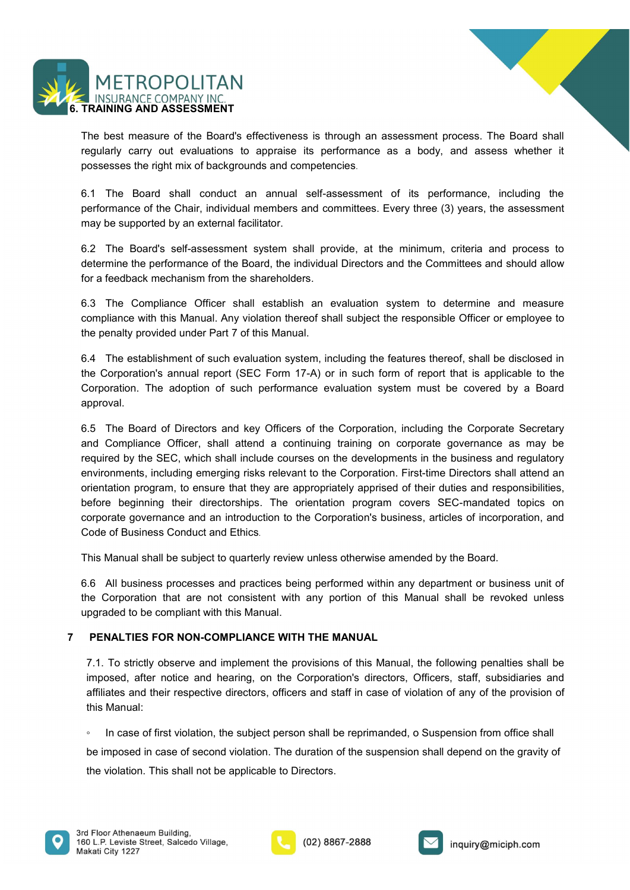## 6. TRAINING AND ASSESSMENT

The best measure of the Board's effectiveness is through an assessment process. The Board shall regularly carry out evaluations to appraise its performance as a body, and assess whether it possesses the right mix of backgrounds and competencies.

6.1 The Board shall conduct an annual self-assessment of its performance, including the performance of the Chair, individual members and committees. Every three (3) years, the assessment may be supported by an external facilitator.

6.2 The Board's self-assessment system shall provide, at the minimum, criteria and process to determine the performance of the Board, the individual Directors and the Committees and should allow for a feedback mechanism from the shareholders.

6.3 The Compliance Officer shall establish an evaluation system to determine and measure compliance with this Manual. Any violation thereof shall subject the responsible Officer or employee to the penalty provided under Part 7 of this Manual.

6.4 The establishment of such evaluation system, including the features thereof, shall be disclosed in the Corporation's annual report (SEC Form 17-A) or in such form of report that is applicable to the Corporation. The adoption of such performance evaluation system must be covered by a Board approval.

6.5 The Board of Directors and key Officers of the Corporation, including the Corporate Secretary and Compliance Officer, shall attend a continuing training on corporate governance as may be required by the SEC, which shall include courses on the developments in the business and regulatory environments, including emerging risks relevant to the Corporation. First-time Directors shall attend an orientation program, to ensure that they are appropriately apprised of their duties and responsibilities, before beginning their directorships. The orientation program covers SEC-mandated topics on corporate governance and an introduction to the Corporation's business, articles of incorporation, and Code of Business Conduct and Ethics.

This Manual shall be subject to quarterly review unless otherwise amended by the Board.

6.6 All business processes and practices being performed within any department or business unit of the Corporation that are not consistent with any portion of this Manual shall be revoked unless upgraded to be compliant with this Manual.

## 7 PENALTIES FOR NON-COMPLIANCE WITH THE MANUAL

7.1. To strictly observe and implement the provisions of this Manual, the following penalties shall be imposed, after notice and hearing, on the Corporation's directors, Officers, staff, subsidiaries and affiliates and their respective directors, officers and staff in case of violation of any of the provision of this Manual:

- In case of first violation, the subject person shall be reprimanded, o Suspension from office shall be imposed in case of second violation. The duration of the suspension shall depend on the gravity of the violation. This shall not be applicable to Directors.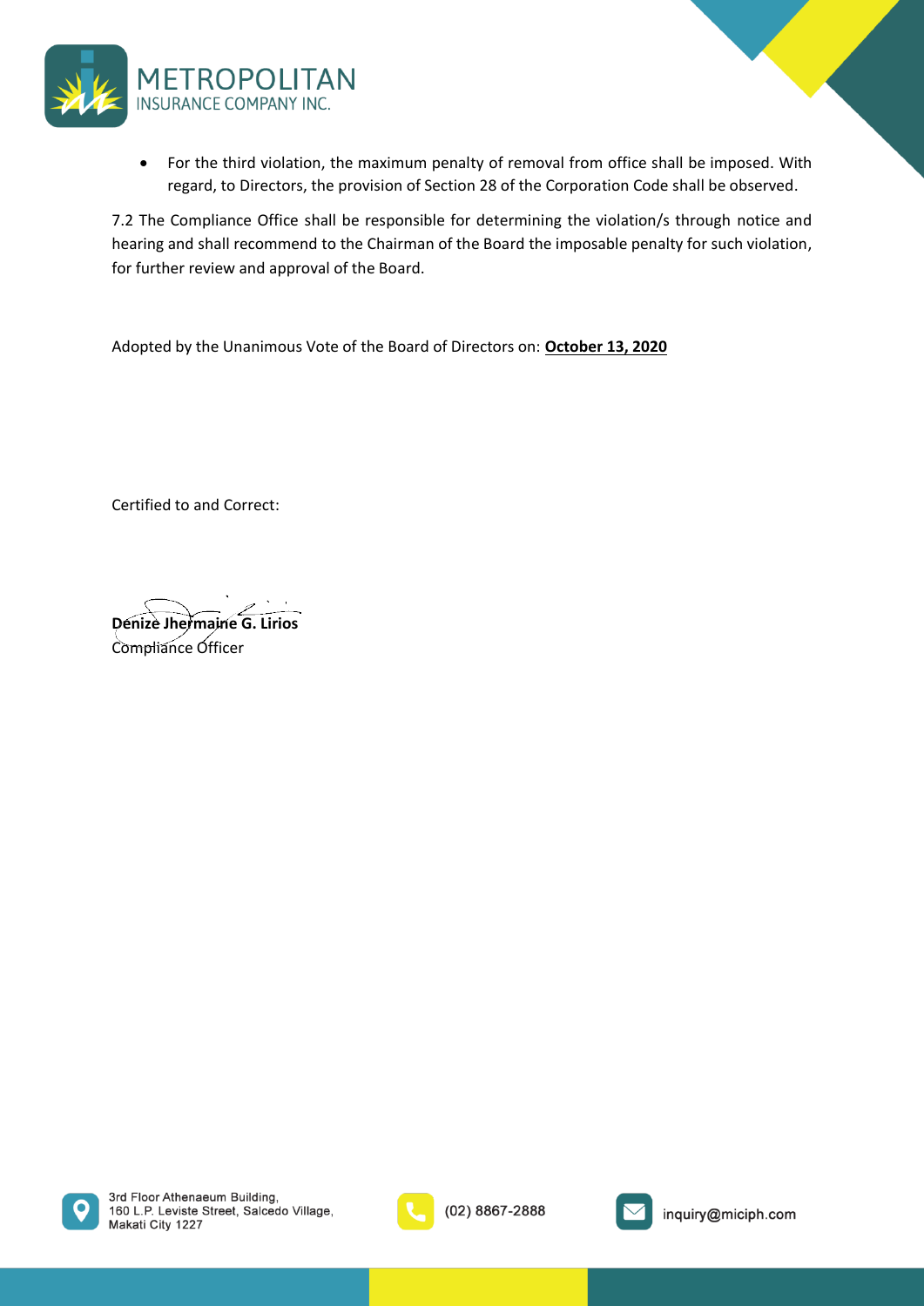- For the third violation, the maximum penalty of removal from office shall be imposed. With regard, to Directors, the provision of Section 28 of the Corporation Code shall be observed.

7.2 The Compliance Office shall be responsible for determining the violation/s through notice and hearing and shall recommend to the Chairman of the Board the imposable penalty for such violation, for further review and approval of the Board.

Adopted by the Unanimous Vote of the Board of Directors on: **October 13, 2020**

Certified to and Correct:

**Denize Jhermaine G. Lirios**
Compliance Officer